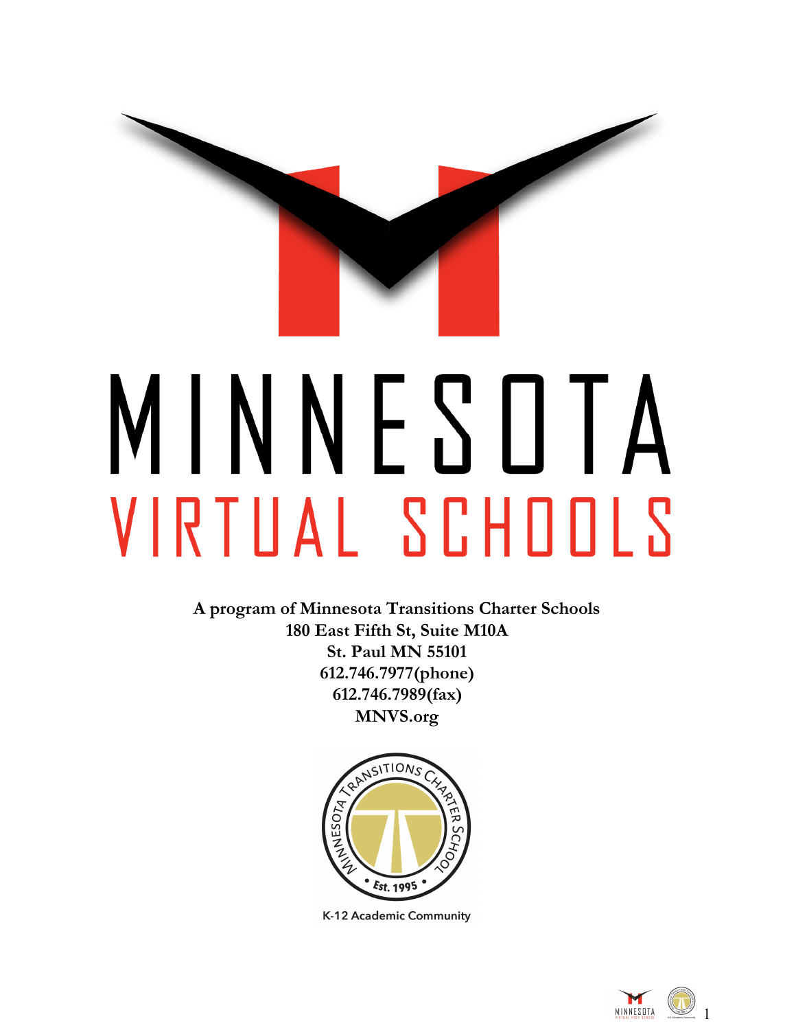# MINNESOTA

## VIRTUAL SCHOOLS

**A program of Minnesota Transitions Charter Schools**
**180 East Fifth St, Suite M10A**
**St. Paul MN 55101**
**612.746.7977(phone)**
**612.746.7989(fax)**
**MNVS.org**

MINNESOTA TRANSITIONS CHARTER SCHOOL
• Est. 1995 •

K-12 Academic Community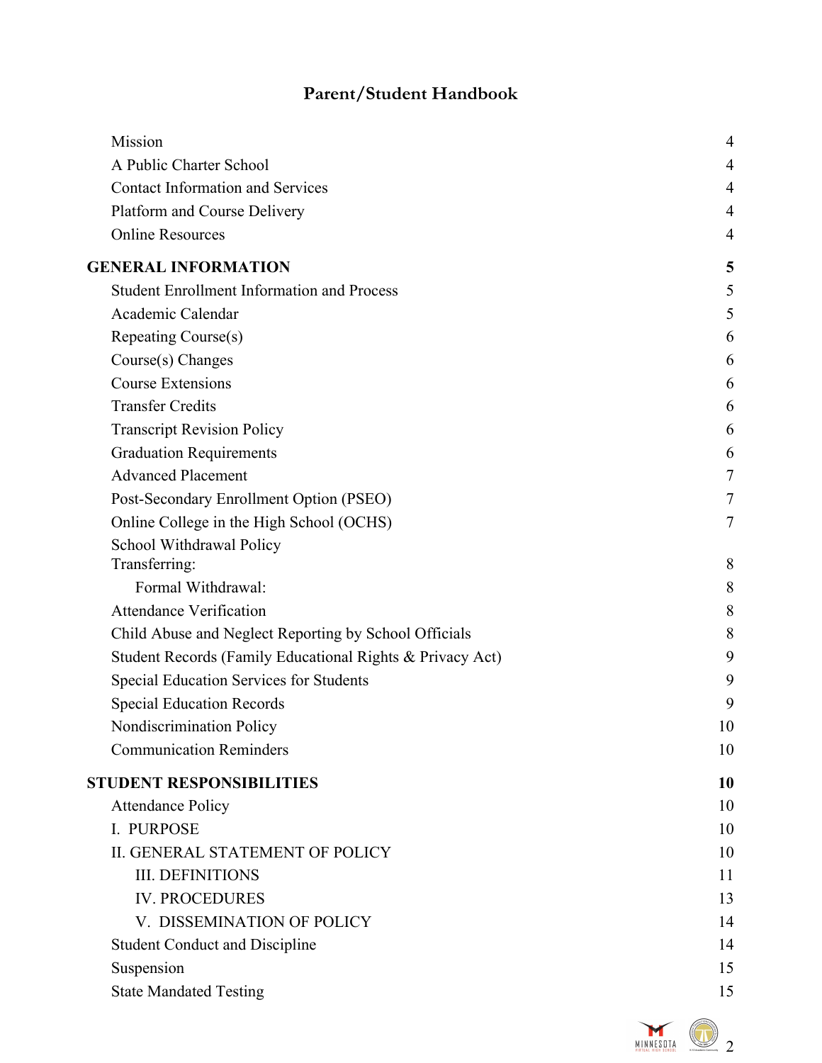# Parent/Student Handbook

| | |
|---|---|
| Mission | 4 |
| A Public Charter School | 4 |
| Contact Information and Services | 4 |
| Platform and Course Delivery | 4 |
| Online Resources | 4 |
| **GENERAL INFORMATION** | **5** |
| Student Enrollment Information and Process | 5 |
| Academic Calendar | 5 |
| Repeating Course(s) | 6 |
| Course(s) Changes | 6 |
| Course Extensions | 6 |
| Transfer Credits | 6 |
| Transcript Revision Policy | 6 |
| Graduation Requirements | 6 |
| Advanced Placement | 7 |
| Post-Secondary Enrollment Option (PSEO) | 7 |
| Online College in the High School (OCHS) | 7 |
| School Withdrawal Policy | |
| Transferring: | 8 |
| Formal Withdrawal: | 8 |
| Attendance Verification | 8 |
| Child Abuse and Neglect Reporting by School Officials | 8 |
| Student Records (Family Educational Rights & Privacy Act) | 9 |
| Special Education Services for Students | 9 |
| Special Education Records | 9 |
| Nondiscrimination Policy | 10 |
| Communication Reminders | 10 |
| **STUDENT RESPONSIBILITIES** | **10** |
| Attendance Policy | 10 |
| I. PURPOSE | 10 |
| II. GENERAL STATEMENT OF POLICY | 10 |
| III. DEFINITIONS | 11 |
| IV. PROCEDURES | 13 |
| V. DISSEMINATION OF POLICY | 14 |
| Student Conduct and Discipline | 14 |
| Suspension | 15 |
| State Mandated Testing | 15 |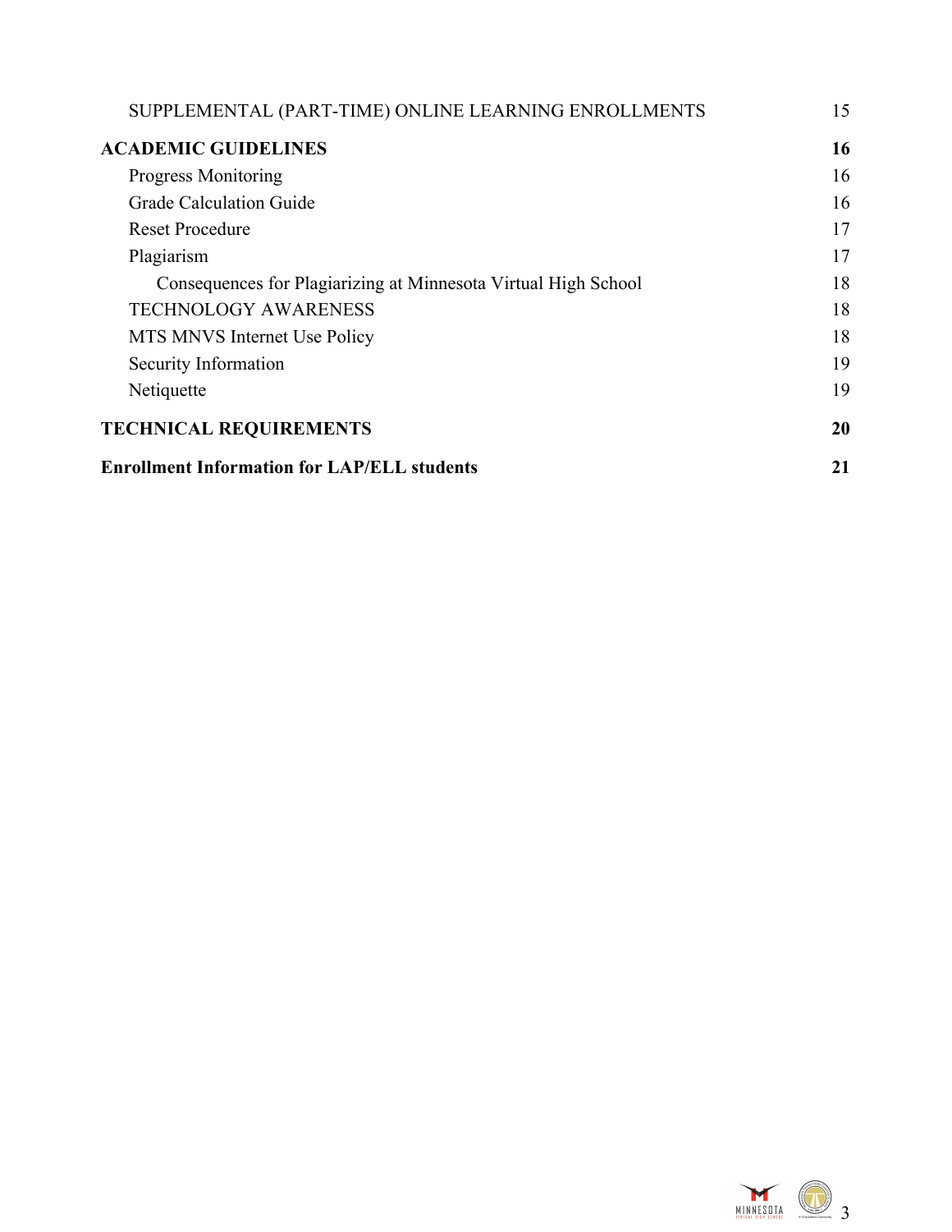| | |
|---|---|
| SUPPLEMENTAL (PART-TIME) ONLINE LEARNING ENROLLMENTS | 15 |
| **ACADEMIC GUIDELINES** | **16** |
| Progress Monitoring | 16 |
| Grade Calculation Guide | 16 |
| Reset Procedure | 17 |
| Plagiarism | 17 |
| Consequences for Plagiarizing at Minnesota Virtual High School | 18 |
| TECHNOLOGY AWARENESS | 18 |
| MTS MNVS Internet Use Policy | 18 |
| Security Information | 19 |
| Netiquette | 19 |
| **TECHNICAL REQUIREMENTS** | **20** |
| **Enrollment Information for LAP/ELL students** | **21** |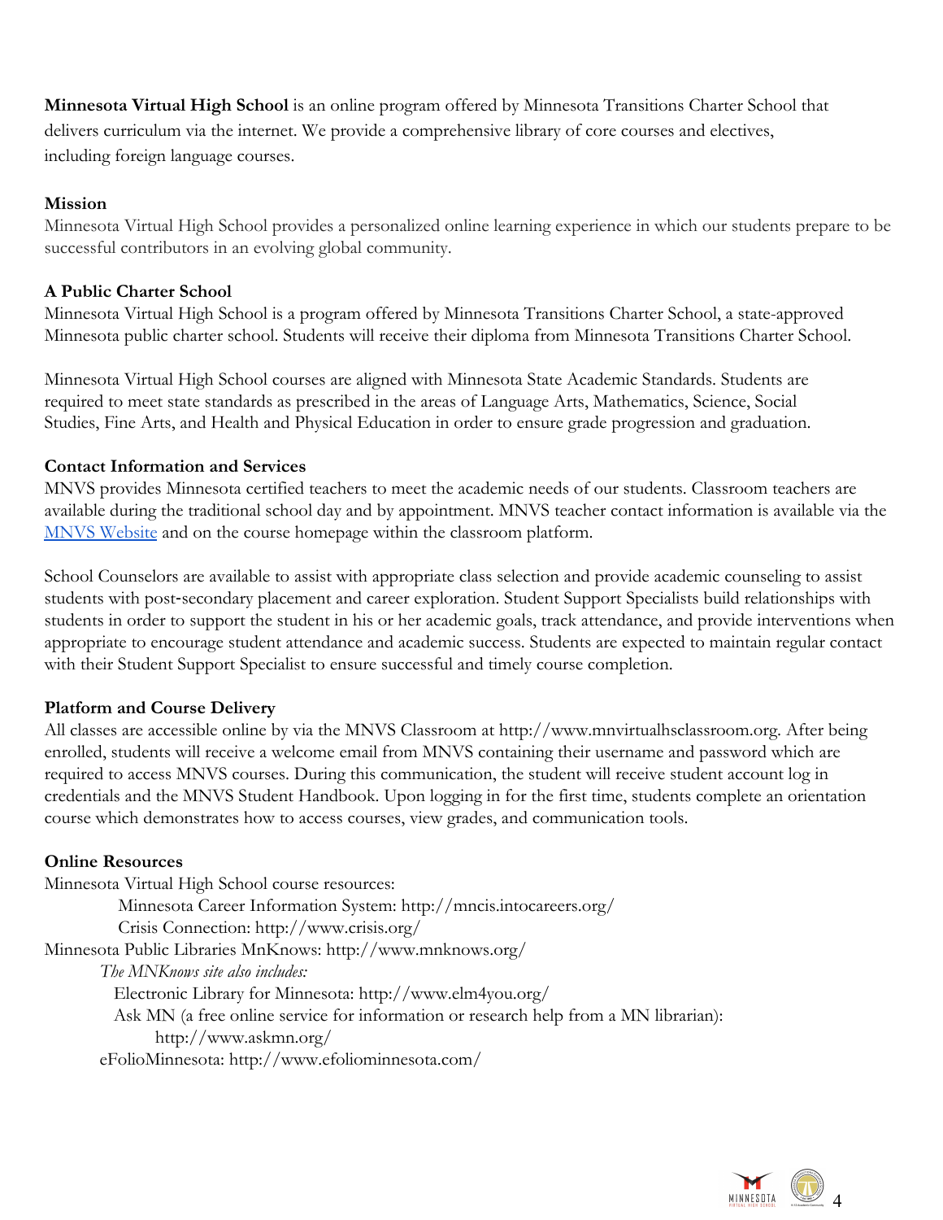**Minnesota Virtual High School** is an online program offered by Minnesota Transitions Charter School that delivers curriculum via the internet. We provide a comprehensive library of core courses and electives, including foreign language courses.

**Mission**

Minnesota Virtual High School provides a personalized online learning experience in which our students prepare to be successful contributors in an evolving global community.

**A Public Charter School**

Minnesota Virtual High School is a program offered by Minnesota Transitions Charter School, a state-approved Minnesota public charter school. Students will receive their diploma from Minnesota Transitions Charter School.

Minnesota Virtual High School courses are aligned with Minnesota State Academic Standards. Students are required to meet state standards as prescribed in the areas of Language Arts, Mathematics, Science, Social Studies, Fine Arts, and Health and Physical Education in order to ensure grade progression and graduation.

**Contact Information and Services**

MNVS provides Minnesota certified teachers to meet the academic needs of our students. Classroom teachers are available during the traditional school day and by appointment. MNVS teacher contact information is available via the MNVS Website and on the course homepage within the classroom platform.

School Counselors are available to assist with appropriate class selection and provide academic counseling to assist students with post-secondary placement and career exploration. Student Support Specialists build relationships with students in order to support the student in his or her academic goals, track attendance, and provide interventions when appropriate to encourage student attendance and academic success. Students are expected to maintain regular contact with their Student Support Specialist to ensure successful and timely course completion.

**Platform and Course Delivery**

All classes are accessible online by via the MNVS Classroom at http://www.mnvirtualhsclassroom.org. After being enrolled, students will receive a welcome email from MNVS containing their username and password which are required to access MNVS courses. During this communication, the student will receive student account log in credentials and the MNVS Student Handbook. Upon logging in for the first time, students complete an orientation course which demonstrates how to access courses, view grades, and communication tools.

**Online Resources**

Minnesota Virtual High School course resources:

- Minnesota Career Information System: http://mncis.intocareers.org/
- Crisis Connection: http://www.crisis.org/

Minnesota Public Libraries MnKnows: http://www.mnknows.org/

*The MNKnows site also includes:*

- Electronic Library for Minnesota: http://www.elm4you.org/
- Ask MN (a free online service for information or research help from a MN librarian): http://www.askmn.org/

eFolioMinnesota: http://www.efoliominnesota.com/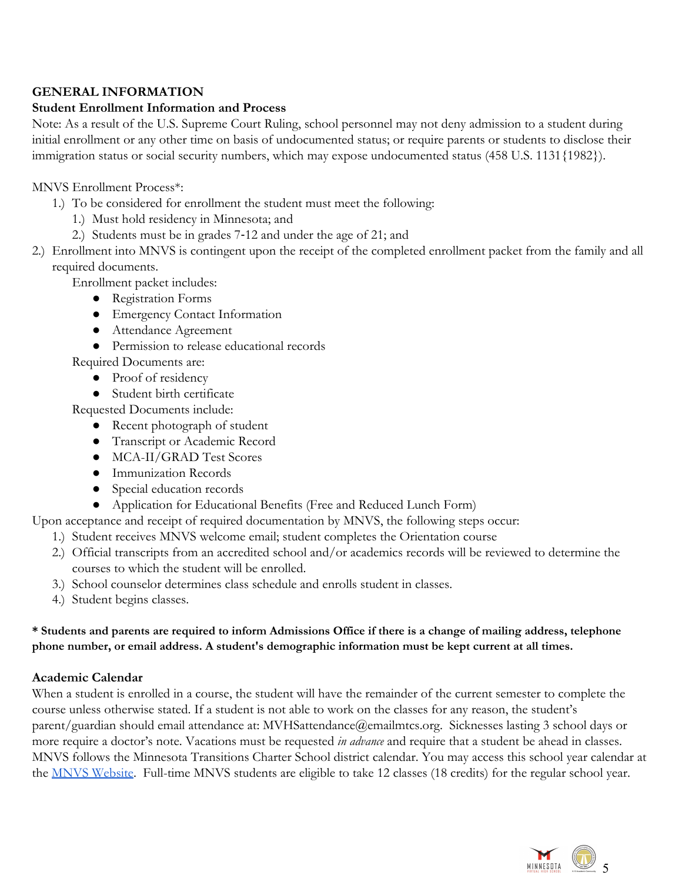**GENERAL INFORMATION**

**Student Enrollment Information and Process**

Note: As a result of the U.S. Supreme Court Ruling, school personnel may not deny admission to a student during initial enrollment or any other time on basis of undocumented status; or require parents or students to disclose their immigration status or social security numbers, which may expose undocumented status (458 U.S. 1131{1982}).

MNVS Enrollment Process*:

1.) To be considered for enrollment the student must meet the following:
    1.) Must hold residency in Minnesota; and
    2.) Students must be in grades 7-12 and under the age of 21; and
2.) Enrollment into MNVS is contingent upon the receipt of the completed enrollment packet from the family and all required documents.

    Enrollment packet includes:
    - Registration Forms
    - Emergency Contact Information
    - Attendance Agreement
    - Permission to release educational records

    Required Documents are:
    - Proof of residency
    - Student birth certificate

    Requested Documents include:
    - Recent photograph of student
    - Transcript or Academic Record
    - MCA-II/GRAD Test Scores
    - Immunization Records
    - Special education records
    - Application for Educational Benefits (Free and Reduced Lunch Form)

Upon acceptance and receipt of required documentation by MNVS, the following steps occur:

1.) Student receives MNVS welcome email; student completes the Orientation course
2.) Official transcripts from an accredited school and/or academics records will be reviewed to determine the courses to which the student will be enrolled.
3.) School counselor determines class schedule and enrolls student in classes.
4.) Student begins classes.

**\* Students and parents are required to inform Admissions Office if there is a change of mailing address, telephone phone number, or email address. A student's demographic information must be kept current at all times.**

**Academic Calendar**

When a student is enrolled in a course, the student will have the remainder of the current semester to complete the course unless otherwise stated. If a student is not able to work on the classes for any reason, the student's parent/guardian should email attendance at: MVHSattendance@emailmtcs.org. Sicknesses lasting 3 school days or more require a doctor's note. Vacations must be requested *in advance* and require that a student be ahead in classes. MNVS follows the Minnesota Transitions Charter School district calendar. You may access this school year calendar at the [MNVS Website](). Full-time MNVS students are eligible to take 12 classes (18 credits) for the regular school year.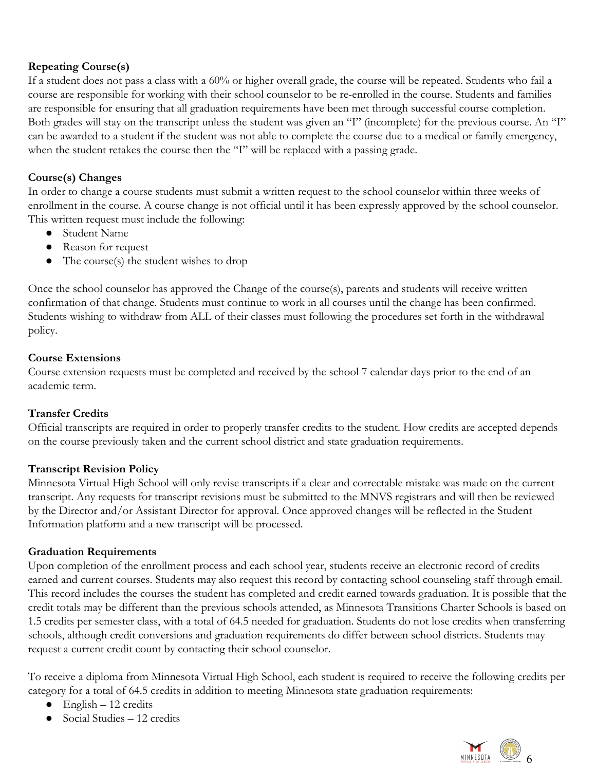**Repeating Course(s)**

If a student does not pass a class with a 60% or higher overall grade, the course will be repeated. Students who fail a course are responsible for working with their school counselor to be re-enrolled in the course. Students and families are responsible for ensuring that all graduation requirements have been met through successful course completion. Both grades will stay on the transcript unless the student was given an "I" (incomplete) for the previous course. An "I" can be awarded to a student if the student was not able to complete the course due to a medical or family emergency, when the student retakes the course then the "I" will be replaced with a passing grade.

**Course(s) Changes**

In order to change a course students must submit a written request to the school counselor within three weeks of enrollment in the course. A course change is not official until it has been expressly approved by the school counselor. This written request must include the following:

- Student Name
- Reason for request
- The course(s) the student wishes to drop

Once the school counselor has approved the Change of the course(s), parents and students will receive written confirmation of that change. Students must continue to work in all courses until the change has been confirmed. Students wishing to withdraw from ALL of their classes must following the procedures set forth in the withdrawal policy.

**Course Extensions**

Course extension requests must be completed and received by the school 7 calendar days prior to the end of an academic term.

**Transfer Credits**

Official transcripts are required in order to properly transfer credits to the student. How credits are accepted depends on the course previously taken and the current school district and state graduation requirements.

**Transcript Revision Policy**

Minnesota Virtual High School will only revise transcripts if a clear and correctable mistake was made on the current transcript. Any requests for transcript revisions must be submitted to the MNVS registrars and will then be reviewed by the Director and/or Assistant Director for approval. Once approved changes will be reflected in the Student Information platform and a new transcript will be processed.

**Graduation Requirements**

Upon completion of the enrollment process and each school year, students receive an electronic record of credits earned and current courses. Students may also request this record by contacting school counseling staff through email. This record includes the courses the student has completed and credit earned towards graduation. It is possible that the credit totals may be different than the previous schools attended, as Minnesota Transitions Charter Schools is based on 1.5 credits per semester class, with a total of 64.5 needed for graduation. Students do not lose credits when transferring schools, although credit conversions and graduation requirements do differ between school districts. Students may request a current credit count by contacting their school counselor.

To receive a diploma from Minnesota Virtual High School, each student is required to receive the following credits per category for a total of 64.5 credits in addition to meeting Minnesota state graduation requirements:

- English – 12 credits
- Social Studies – 12 credits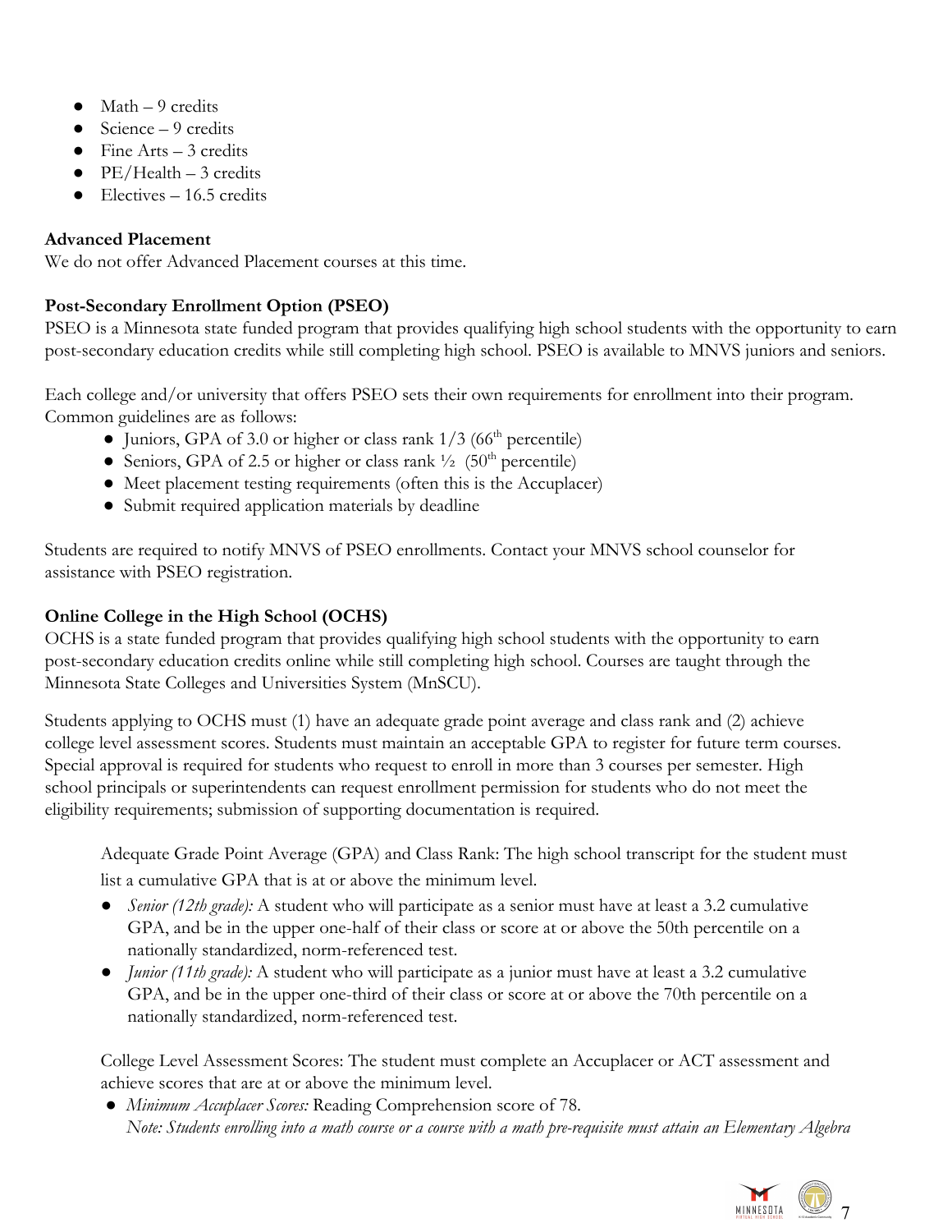- Math – 9 credits
- Science – 9 credits
- Fine Arts – 3 credits
- PE/Health – 3 credits
- Electives – 16.5 credits

**Advanced Placement**

We do not offer Advanced Placement courses at this time.

**Post-Secondary Enrollment Option (PSEO)**

PSEO is a Minnesota state funded program that provides qualifying high school students with the opportunity to earn post-secondary education credits while still completing high school. PSEO is available to MNVS juniors and seniors.

Each college and/or university that offers PSEO sets their own requirements for enrollment into their program. Common guidelines are as follows:

- Juniors, GPA of 3.0 or higher or class rank 1/3 (66th percentile)
- Seniors, GPA of 2.5 or higher or class rank ½ (50th percentile)
- Meet placement testing requirements (often this is the Accuplacer)
- Submit required application materials by deadline

Students are required to notify MNVS of PSEO enrollments. Contact your MNVS school counselor for assistance with PSEO registration.

**Online College in the High School (OCHS)**

OCHS is a state funded program that provides qualifying high school students with the opportunity to earn post-secondary education credits online while still completing high school. Courses are taught through the Minnesota State Colleges and Universities System (MnSCU).

Students applying to OCHS must (1) have an adequate grade point average and class rank and (2) achieve college level assessment scores. Students must maintain an acceptable GPA to register for future term courses. Special approval is required for students who request to enroll in more than 3 courses per semester. High school principals or superintendents can request enrollment permission for students who do not meet the eligibility requirements; submission of supporting documentation is required.

Adequate Grade Point Average (GPA) and Class Rank: The high school transcript for the student must list a cumulative GPA that is at or above the minimum level.

- *Senior (12th grade):* A student who will participate as a senior must have at least a 3.2 cumulative GPA, and be in the upper one-half of their class or score at or above the 50th percentile on a nationally standardized, norm-referenced test.
- *Junior (11th grade):* A student who will participate as a junior must have at least a 3.2 cumulative GPA, and be in the upper one-third of their class or score at or above the 70th percentile on a nationally standardized, norm-referenced test.

College Level Assessment Scores: The student must complete an Accuplacer or ACT assessment and achieve scores that are at or above the minimum level.

- *Minimum Accuplacer Scores:* Reading Comprehension score of 78.
  *Note: Students enrolling into a math course or a course with a math pre-requisite must attain an Elementary Algebra*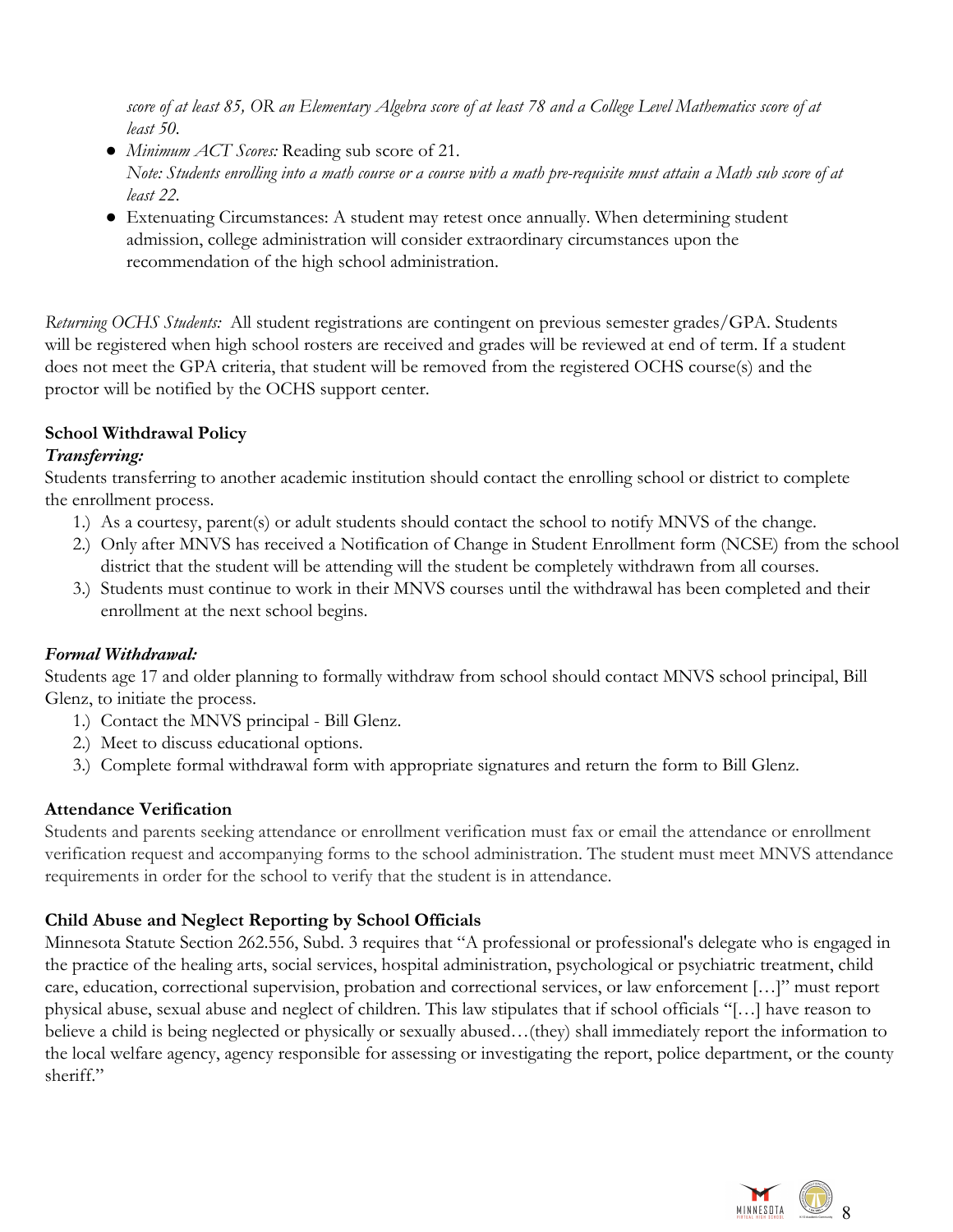*score of at least 85, OR an Elementary Algebra score of at least 78 and a College Level Mathematics score of at least 50.*

- *Minimum ACT Scores:* Reading sub score of 21.
  *Note: Students enrolling into a math course or a course with a math pre-requisite must attain a Math sub score of at least 22.*
- Extenuating Circumstances: A student may retest once annually. When determining student admission, college administration will consider extraordinary circumstances upon the recommendation of the high school administration.

*Returning OCHS Students:* All student registrations are contingent on previous semester grades/GPA. Students will be registered when high school rosters are received and grades will be reviewed at end of term. If a student does not meet the GPA criteria, that student will be removed from the registered OCHS course(s) and the proctor will be notified by the OCHS support center.

**School Withdrawal Policy**

***Transferring:***

Students transferring to another academic institution should contact the enrolling school or district to complete the enrollment process.

1.) As a courtesy, parent(s) or adult students should contact the school to notify MNVS of the change.
2.) Only after MNVS has received a Notification of Change in Student Enrollment form (NCSE) from the school district that the student will be attending will the student be completely withdrawn from all courses.
3.) Students must continue to work in their MNVS courses until the withdrawal has been completed and their enrollment at the next school begins.

***Formal Withdrawal:***

Students age 17 and older planning to formally withdraw from school should contact MNVS school principal, Bill Glenz, to initiate the process.

1.) Contact the MNVS principal - Bill Glenz.
2.) Meet to discuss educational options.
3.) Complete formal withdrawal form with appropriate signatures and return the form to Bill Glenz.

**Attendance Verification**

Students and parents seeking attendance or enrollment verification must fax or email the attendance or enrollment verification request and accompanying forms to the school administration. The student must meet MNVS attendance requirements in order for the school to verify that the student is in attendance.

**Child Abuse and Neglect Reporting by School Officials**

Minnesota Statute Section 262.556, Subd. 3 requires that "A professional or professional's delegate who is engaged in the practice of the healing arts, social services, hospital administration, psychological or psychiatric treatment, child care, education, correctional supervision, probation and correctional services, or law enforcement […]" must report physical abuse, sexual abuse and neglect of children. This law stipulates that if school officials "[…] have reason to believe a child is being neglected or physically or sexually abused…(they) shall immediately report the information to the local welfare agency, agency responsible for assessing or investigating the report, police department, or the county sheriff."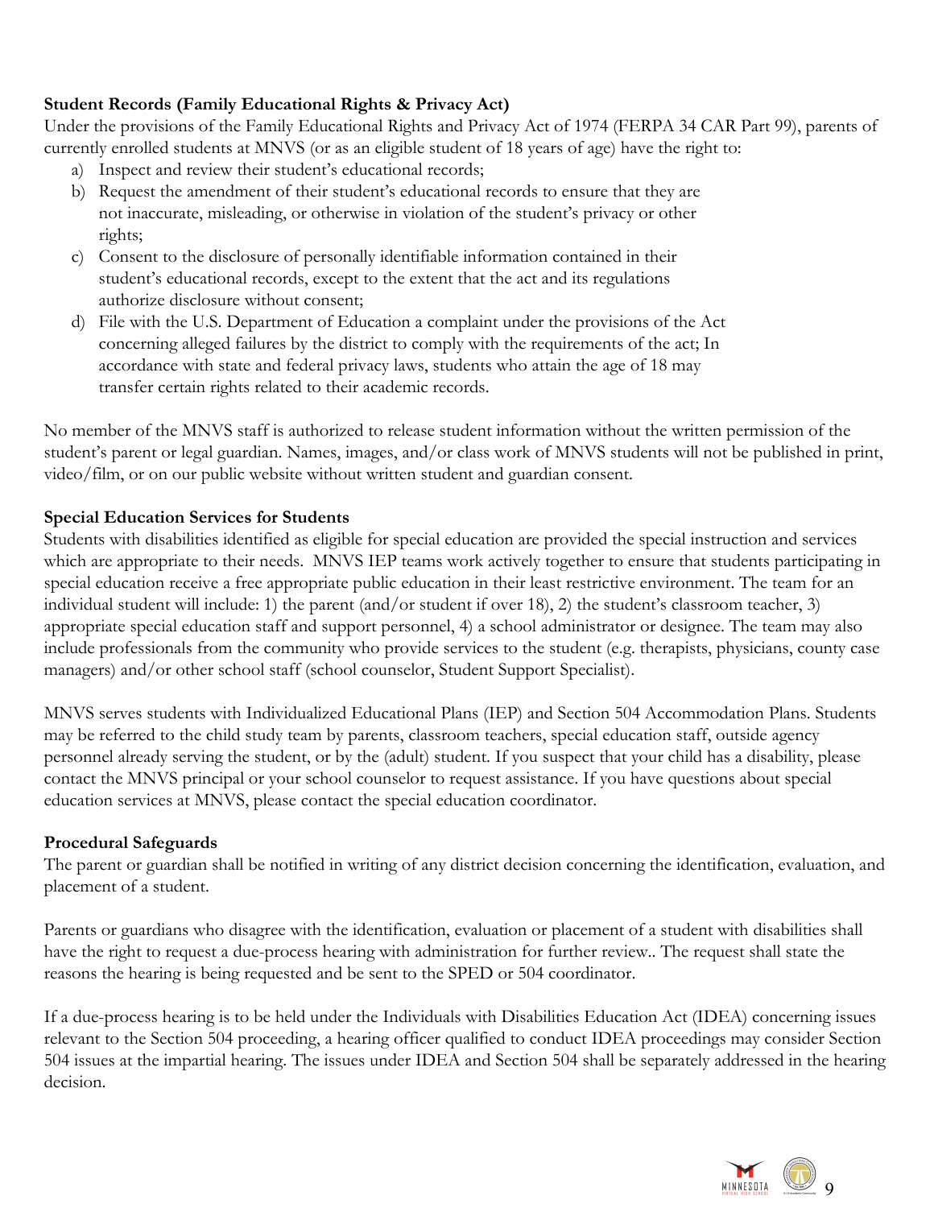**Student Records (Family Educational Rights & Privacy Act)**

Under the provisions of the Family Educational Rights and Privacy Act of 1974 (FERPA 34 CAR Part 99), parents of currently enrolled students at MNVS (or as an eligible student of 18 years of age) have the right to:

a) Inspect and review their student's educational records;
b) Request the amendment of their student's educational records to ensure that they are not inaccurate, misleading, or otherwise in violation of the student's privacy or other rights;
c) Consent to the disclosure of personally identifiable information contained in their student's educational records, except to the extent that the act and its regulations authorize disclosure without consent;
d) File with the U.S. Department of Education a complaint under the provisions of the Act concerning alleged failures by the district to comply with the requirements of the act; In accordance with state and federal privacy laws, students who attain the age of 18 may transfer certain rights related to their academic records.

No member of the MNVS staff is authorized to release student information without the written permission of the student's parent or legal guardian. Names, images, and/or class work of MNVS students will not be published in print, video/film, or on our public website without written student and guardian consent.

**Special Education Services for Students**

Students with disabilities identified as eligible for special education are provided the special instruction and services which are appropriate to their needs. MNVS IEP teams work actively together to ensure that students participating in special education receive a free appropriate public education in their least restrictive environment. The team for an individual student will include: 1) the parent (and/or student if over 18), 2) the student's classroom teacher, 3) appropriate special education staff and support personnel, 4) a school administrator or designee. The team may also include professionals from the community who provide services to the student (e.g. therapists, physicians, county case managers) and/or other school staff (school counselor, Student Support Specialist).

MNVS serves students with Individualized Educational Plans (IEP) and Section 504 Accommodation Plans. Students may be referred to the child study team by parents, classroom teachers, special education staff, outside agency personnel already serving the student, or by the (adult) student. If you suspect that your child has a disability, please contact the MNVS principal or your school counselor to request assistance. If you have questions about special education services at MNVS, please contact the special education coordinator.

**Procedural Safeguards**

The parent or guardian shall be notified in writing of any district decision concerning the identification, evaluation, and placement of a student.

Parents or guardians who disagree with the identification, evaluation or placement of a student with disabilities shall have the right to request a due-process hearing with administration for further review.. The request shall state the reasons the hearing is being requested and be sent to the SPED or 504 coordinator.

If a due-process hearing is to be held under the Individuals with Disabilities Education Act (IDEA) concerning issues relevant to the Section 504 proceeding, a hearing officer qualified to conduct IDEA proceedings may consider Section 504 issues at the impartial hearing. The issues under IDEA and Section 504 shall be separately addressed in the hearing decision.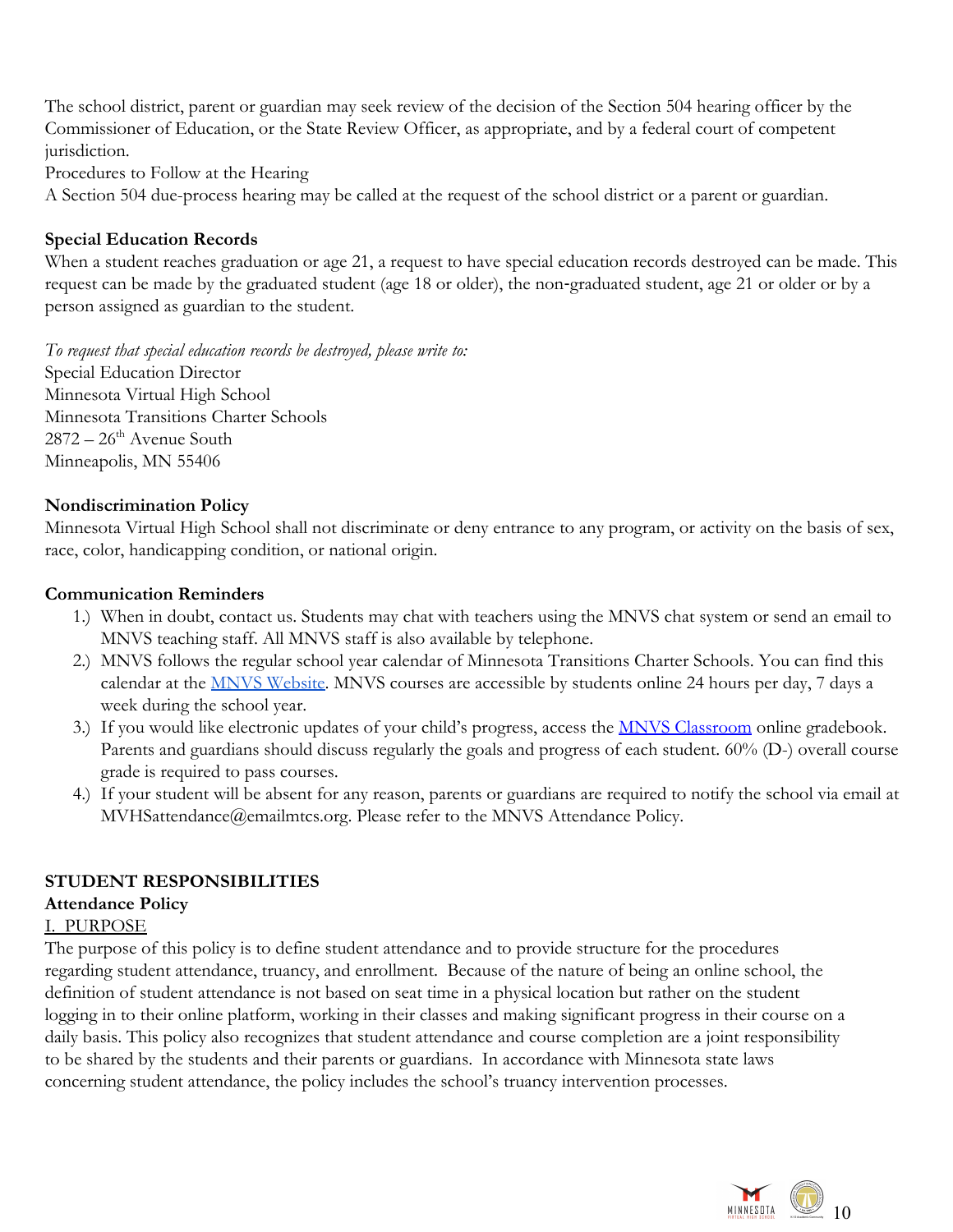The school district, parent or guardian may seek review of the decision of the Section 504 hearing officer by the Commissioner of Education, or the State Review Officer, as appropriate, and by a federal court of competent jurisdiction.

Procedures to Follow at the Hearing

A Section 504 due-process hearing may be called at the request of the school district or a parent or guardian.

**Special Education Records**

When a student reaches graduation or age 21, a request to have special education records destroyed can be made. This request can be made by the graduated student (age 18 or older), the non-graduated student, age 21 or older or by a person assigned as guardian to the student.

*To request that special education records be destroyed, please write to:*

Special Education Director
Minnesota Virtual High School
Minnesota Transitions Charter Schools
2872 – 26th Avenue South
Minneapolis, MN 55406

**Nondiscrimination Policy**

Minnesota Virtual High School shall not discriminate or deny entrance to any program, or activity on the basis of sex, race, color, handicapping condition, or national origin.

**Communication Reminders**

1.) When in doubt, contact us. Students may chat with teachers using the MNVS chat system or send an email to MNVS teaching staff. All MNVS staff is also available by telephone.
2.) MNVS follows the regular school year calendar of Minnesota Transitions Charter Schools. You can find this calendar at the MNVS Website. MNVS courses are accessible by students online 24 hours per day, 7 days a week during the school year.
3.) If you would like electronic updates of your child's progress, access the MNVS Classroom online gradebook. Parents and guardians should discuss regularly the goals and progress of each student. 60% (D-) overall course grade is required to pass courses.
4.) If your student will be absent for any reason, parents or guardians are required to notify the school via email at MVHSattendance@emailmtcs.org. Please refer to the MNVS Attendance Policy.

## STUDENT RESPONSIBILITIES

**Attendance Policy**

I. PURPOSE

The purpose of this policy is to define student attendance and to provide structure for the procedures regarding student attendance, truancy, and enrollment. Because of the nature of being an online school, the definition of student attendance is not based on seat time in a physical location but rather on the student logging in to their online platform, working in their classes and making significant progress in their course on a daily basis. This policy also recognizes that student attendance and course completion are a joint responsibility to be shared by the students and their parents or guardians. In accordance with Minnesota state laws concerning student attendance, the policy includes the school's truancy intervention processes.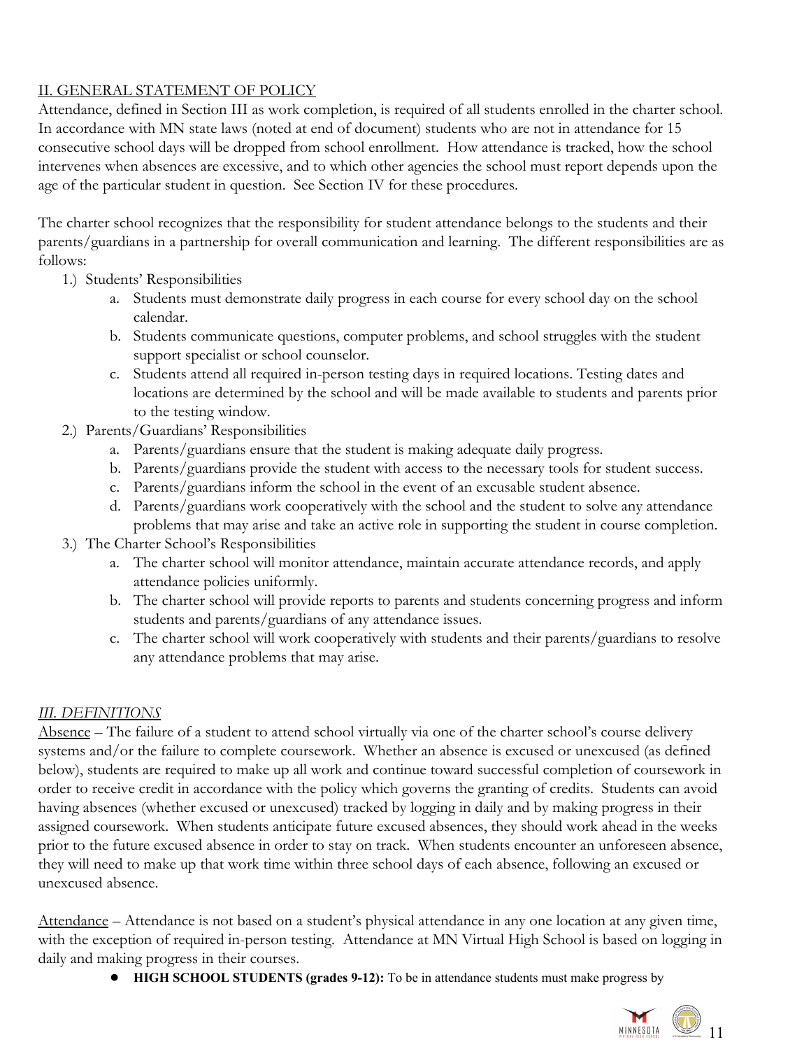## II. GENERAL STATEMENT OF POLICY

Attendance, defined in Section III as work completion, is required of all students enrolled in the charter school. In accordance with MN state laws (noted at end of document) students who are not in attendance for 15 consecutive school days will be dropped from school enrollment. How attendance is tracked, how the school intervenes when absences are excessive, and to which other agencies the school must report depends upon the age of the particular student in question. See Section IV for these procedures.

The charter school recognizes that the responsibility for student attendance belongs to the students and their parents/guardians in a partnership for overall communication and learning. The different responsibilities are as follows:

1.) Students' Responsibilities
   a. Students must demonstrate daily progress in each course for every school day on the school calendar.
   b. Students communicate questions, computer problems, and school struggles with the student support specialist or school counselor.
   c. Students attend all required in-person testing days in required locations. Testing dates and locations are determined by the school and will be made available to students and parents prior to the testing window.

2.) Parents/Guardians' Responsibilities
   a. Parents/guardians ensure that the student is making adequate daily progress.
   b. Parents/guardians provide the student with access to the necessary tools for student success.
   c. Parents/guardians inform the school in the event of an excusable student absence.
   d. Parents/guardians work cooperatively with the school and the student to solve any attendance problems that may arise and take an active role in supporting the student in course completion.

3.) The Charter School's Responsibilities
   a. The charter school will monitor attendance, maintain accurate attendance records, and apply attendance policies uniformly.
   b. The charter school will provide reports to parents and students concerning progress and inform students and parents/guardians of any attendance issues.
   c. The charter school will work cooperatively with students and their parents/guardians to resolve any attendance problems that may arise.

## *III. DEFINITIONS*

Absence – The failure of a student to attend school virtually via one of the charter school's course delivery systems and/or the failure to complete coursework. Whether an absence is excused or unexcused (as defined below), students are required to make up all work and continue toward successful completion of coursework in order to receive credit in accordance with the policy which governs the granting of credits. Students can avoid having absences (whether excused or unexcused) tracked by logging in daily and by making progress in their assigned coursework. When students anticipate future excused absences, they should work ahead in the weeks prior to the future excused absence in order to stay on track. When students encounter an unforeseen absence, they will need to make up that work time within three school days of each absence, following an excused or unexcused absence.

Attendance – Attendance is not based on a student's physical attendance in any one location at any given time, with the exception of required in-person testing. Attendance at MN Virtual High School is based on logging in daily and making progress in their courses.

- **HIGH SCHOOL STUDENTS (grades 9-12):** To be in attendance students must make progress by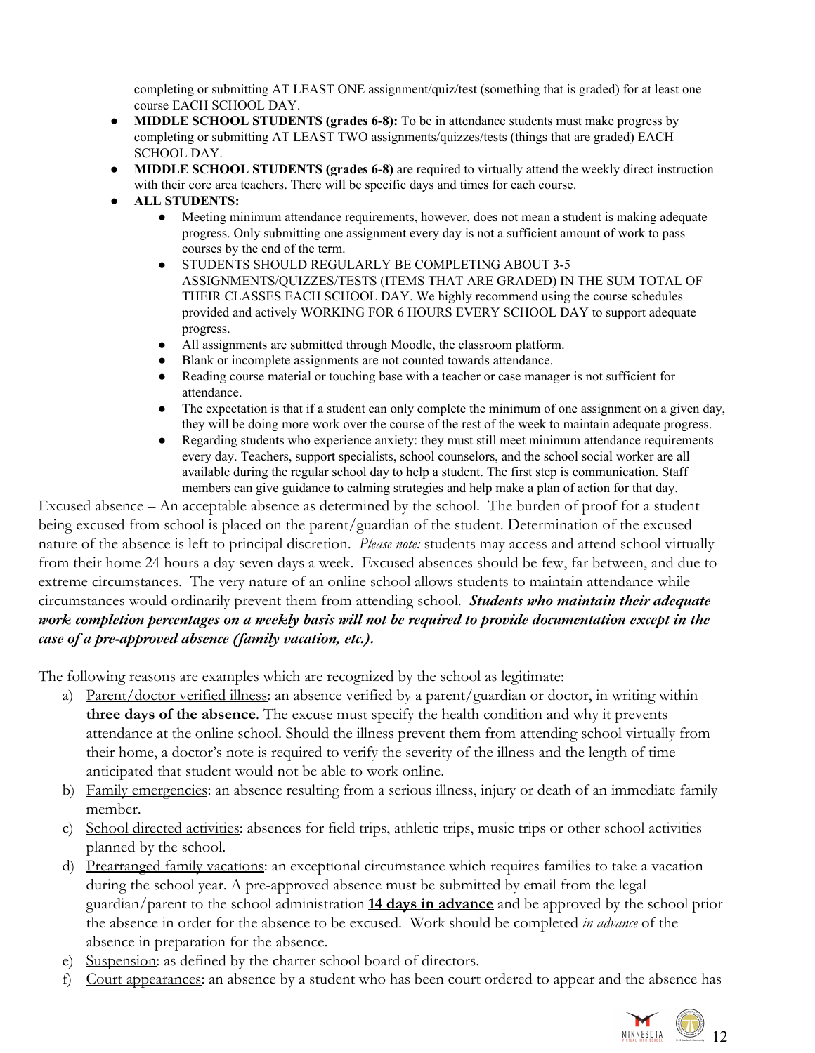completing or submitting AT LEAST ONE assignment/quiz/test (something that is graded) for at least one course EACH SCHOOL DAY.

- **MIDDLE SCHOOL STUDENTS (grades 6-8):** To be in attendance students must make progress by completing or submitting AT LEAST TWO assignments/quizzes/tests (things that are graded) EACH SCHOOL DAY.
- **MIDDLE SCHOOL STUDENTS (grades 6-8)** are required to virtually attend the weekly direct instruction with their core area teachers. There will be specific days and times for each course.
- **ALL STUDENTS:**
  - Meeting minimum attendance requirements, however, does not mean a student is making adequate progress. Only submitting one assignment every day is not a sufficient amount of work to pass courses by the end of the term.
  - STUDENTS SHOULD REGULARLY BE COMPLETING ABOUT 3-5 ASSIGNMENTS/QUIZZES/TESTS (ITEMS THAT ARE GRADED) IN THE SUM TOTAL OF THEIR CLASSES EACH SCHOOL DAY. We highly recommend using the course schedules provided and actively WORKING FOR 6 HOURS EVERY SCHOOL DAY to support adequate progress.
  - All assignments are submitted through Moodle, the classroom platform.
  - Blank or incomplete assignments are not counted towards attendance.
  - Reading course material or touching base with a teacher or case manager is not sufficient for attendance.
  - The expectation is that if a student can only complete the minimum of one assignment on a given day, they will be doing more work over the course of the rest of the week to maintain adequate progress.
  - Regarding students who experience anxiety: they must still meet minimum attendance requirements every day. Teachers, support specialists, school counselors, and the school social worker are all available during the regular school day to help a student. The first step is communication. Staff members can give guidance to calming strategies and help make a plan of action for that day.

Excused absence – An acceptable absence as determined by the school. The burden of proof for a student being excused from school is placed on the parent/guardian of the student. Determination of the excused nature of the absence is left to principal discretion. *Please note:* students may access and attend school virtually from their home 24 hours a day seven days a week. Excused absences should be few, far between, and due to extreme circumstances. The very nature of an online school allows students to maintain attendance while circumstances would ordinarily prevent them from attending school. ***Students who maintain their adequate work completion percentages on a weekly basis will not be required to provide documentation except in the case of a pre-approved absence (family vacation, etc.).***

The following reasons are examples which are recognized by the school as legitimate:

a) Parent/doctor verified illness: an absence verified by a parent/guardian or doctor, in writing within **three days of the absence**. The excuse must specify the health condition and why it prevents attendance at the online school. Should the illness prevent them from attending school virtually from their home, a doctor's note is required to verify the severity of the illness and the length of time anticipated that student would not be able to work online.

b) Family emergencies: an absence resulting from a serious illness, injury or death of an immediate family member.

c) School directed activities: absences for field trips, athletic trips, music trips or other school activities planned by the school.

d) Prearranged family vacations: an exceptional circumstance which requires families to take a vacation during the school year. A pre-approved absence must be submitted by email from the legal guardian/parent to the school administration **14 days in advance** and be approved by the school prior the absence in order for the absence to be excused. Work should be completed *in advance* of the absence in preparation for the absence.

e) Suspension: as defined by the charter school board of directors.

f) Court appearances: an absence by a student who has been court ordered to appear and the absence has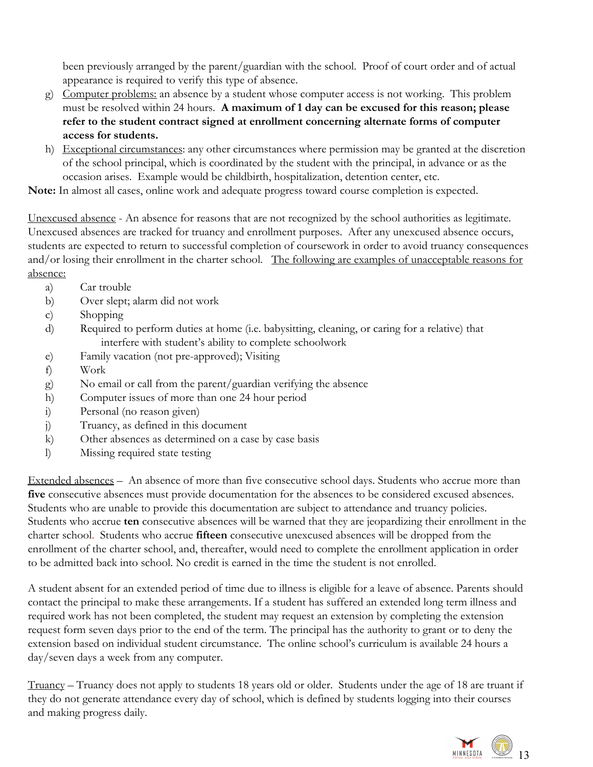been previously arranged by the parent/guardian with the school. Proof of court order and of actual appearance is required to verify this type of absence.

g) Computer problems: an absence by a student whose computer access is not working. This problem must be resolved within 24 hours. **A maximum of 1 day can be excused for this reason; please refer to the student contract signed at enrollment concerning alternate forms of computer access for students.**

h) Exceptional circumstances: any other circumstances where permission may be granted at the discretion of the school principal, which is coordinated by the student with the principal, in advance or as the occasion arises. Example would be childbirth, hospitalization, detention center, etc.

**Note:** In almost all cases, online work and adequate progress toward course completion is expected.

Unexcused absence - An absence for reasons that are not recognized by the school authorities as legitimate. Unexcused absences are tracked for truancy and enrollment purposes. After any unexcused absence occurs, students are expected to return to successful completion of coursework in order to avoid truancy consequences and/or losing their enrollment in the charter school. The following are examples of unacceptable reasons for absence:

a) Car trouble
b) Over slept; alarm did not work
c) Shopping
d) Required to perform duties at home (i.e. babysitting, cleaning, or caring for a relative) that interfere with student's ability to complete schoolwork
e) Family vacation (not pre-approved); Visiting
f) Work
g) No email or call from the parent/guardian verifying the absence
h) Computer issues of more than one 24 hour period
i) Personal (no reason given)
j) Truancy, as defined in this document
k) Other absences as determined on a case by case basis
l) Missing required state testing

Extended absences – An absence of more than five consecutive school days. Students who accrue more than **five** consecutive absences must provide documentation for the absences to be considered excused absences. Students who are unable to provide this documentation are subject to attendance and truancy policies. Students who accrue **ten** consecutive absences will be warned that they are jeopardizing their enrollment in the charter school. Students who accrue **fifteen** consecutive unexcused absences will be dropped from the enrollment of the charter school, and, thereafter, would need to complete the enrollment application in order to be admitted back into school. No credit is earned in the time the student is not enrolled.

A student absent for an extended period of time due to illness is eligible for a leave of absence. Parents should contact the principal to make these arrangements. If a student has suffered an extended long term illness and required work has not been completed, the student may request an extension by completing the extension request form seven days prior to the end of the term. The principal has the authority to grant or to deny the extension based on individual student circumstance. The online school's curriculum is available 24 hours a day/seven days a week from any computer.

Truancy – Truancy does not apply to students 18 years old or older. Students under the age of 18 are truant if they do not generate attendance every day of school, which is defined by students logging into their courses and making progress daily.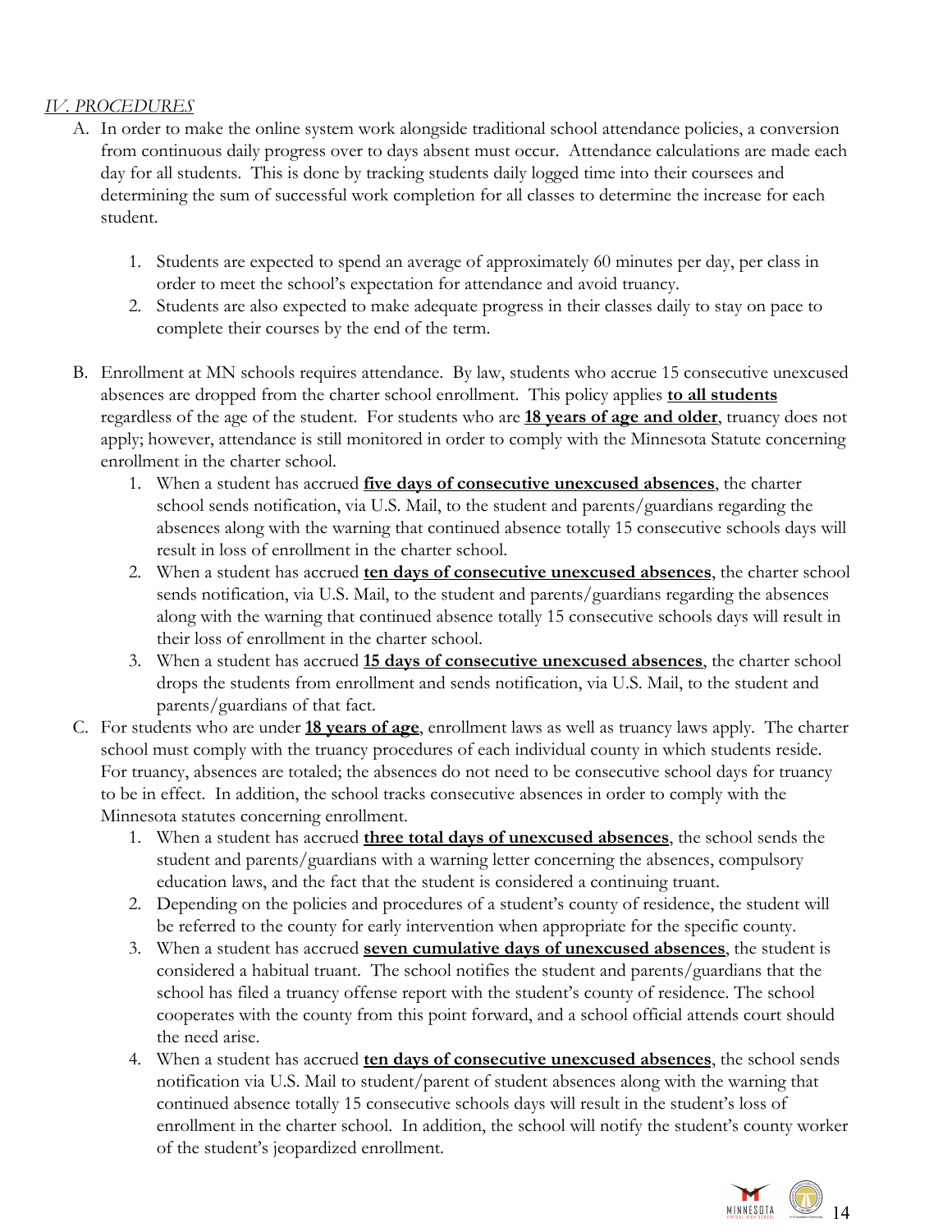*IV. PROCEDURES*

A. In order to make the online system work alongside traditional school attendance policies, a conversion from continuous daily progress over to days absent must occur. Attendance calculations are made each day for all students. This is done by tracking students daily logged time into their coursees and determining the sum of successful work completion for all classes to determine the increase for each student.

   1. Students are expected to spend an average of approximately 60 minutes per day, per class in order to meet the school's expectation for attendance and avoid truancy.
   2. Students are also expected to make adequate progress in their classes daily to stay on pace to complete their courses by the end of the term.

B. Enrollment at MN schools requires attendance. By law, students who accrue 15 consecutive unexcused absences are dropped from the charter school enrollment. This policy applies **to all students** regardless of the age of the student. For students who are **18 years of age and older**, truancy does not apply; however, attendance is still monitored in order to comply with the Minnesota Statute concerning enrollment in the charter school.
   1. When a student has accrued **five days of consecutive unexcused absences**, the charter school sends notification, via U.S. Mail, to the student and parents/guardians regarding the absences along with the warning that continued absence totally 15 consecutive schools days will result in loss of enrollment in the charter school.
   2. When a student has accrued **ten days of consecutive unexcused absences**, the charter school sends notification, via U.S. Mail, to the student and parents/guardians regarding the absences along with the warning that continued absence totally 15 consecutive schools days will result in their loss of enrollment in the charter school.
   3. When a student has accrued **15 days of consecutive unexcused absences**, the charter school drops the students from enrollment and sends notification, via U.S. Mail, to the student and parents/guardians of that fact.

C. For students who are under **18 years of age**, enrollment laws as well as truancy laws apply. The charter school must comply with the truancy procedures of each individual county in which students reside. For truancy, absences are totaled; the absences do not need to be consecutive school days for truancy to be in effect. In addition, the school tracks consecutive absences in order to comply with the Minnesota statutes concerning enrollment.
   1. When a student has accrued **three total days of unexcused absences**, the school sends the student and parents/guardians with a warning letter concerning the absences, compulsory education laws, and the fact that the student is considered a continuing truant.
   2. Depending on the policies and procedures of a student's county of residence, the student will be referred to the county for early intervention when appropriate for the specific county.
   3. When a student has accrued **seven cumulative days of unexcused absences**, the student is considered a habitual truant. The school notifies the student and parents/guardians that the school has filed a truancy offense report with the student's county of residence. The school cooperates with the county from this point forward, and a school official attends court should the need arise.
   4. When a student has accrued **ten days of consecutive unexcused absences**, the school sends notification via U.S. Mail to student/parent of student absences along with the warning that continued absence totally 15 consecutive schools days will result in the student's loss of enrollment in the charter school. In addition, the school will notify the student's county worker of the student's jeopardized enrollment.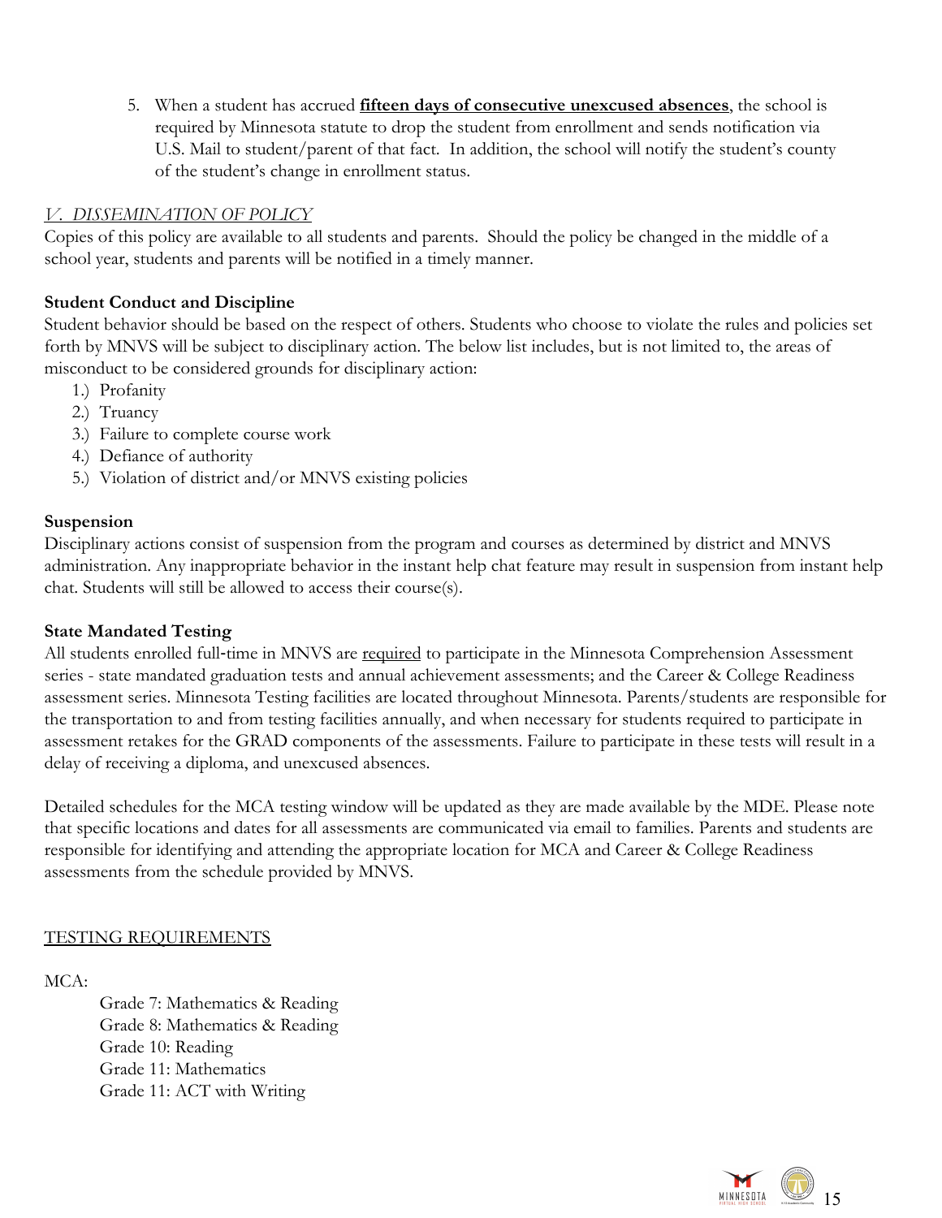5. When a student has accrued **fifteen days of consecutive unexcused absences**, the school is required by Minnesota statute to drop the student from enrollment and sends notification via U.S. Mail to student/parent of that fact. In addition, the school will notify the student's county of the student's change in enrollment status.

*V. DISSEMINATION OF POLICY*

Copies of this policy are available to all students and parents. Should the policy be changed in the middle of a school year, students and parents will be notified in a timely manner.

**Student Conduct and Discipline**

Student behavior should be based on the respect of others. Students who choose to violate the rules and policies set forth by MNVS will be subject to disciplinary action. The below list includes, but is not limited to, the areas of misconduct to be considered grounds for disciplinary action:

1.) Profanity
2.) Truancy
3.) Failure to complete course work
4.) Defiance of authority
5.) Violation of district and/or MNVS existing policies

**Suspension**

Disciplinary actions consist of suspension from the program and courses as determined by district and MNVS administration. Any inappropriate behavior in the instant help chat feature may result in suspension from instant help chat. Students will still be allowed to access their course(s).

**State Mandated Testing**

All students enrolled full-time in MNVS are required to participate in the Minnesota Comprehension Assessment series - state mandated graduation tests and annual achievement assessments; and the Career & College Readiness assessment series. Minnesota Testing facilities are located throughout Minnesota. Parents/students are responsible for the transportation to and from testing facilities annually, and when necessary for students required to participate in assessment retakes for the GRAD components of the assessments. Failure to participate in these tests will result in a delay of receiving a diploma, and unexcused absences.

Detailed schedules for the MCA testing window will be updated as they are made available by the MDE. Please note that specific locations and dates for all assessments are communicated via email to families. Parents and students are responsible for identifying and attending the appropriate location for MCA and Career & College Readiness assessments from the schedule provided by MNVS.

TESTING REQUIREMENTS

MCA:

Grade 7: Mathematics & Reading
Grade 8: Mathematics & Reading
Grade 10: Reading
Grade 11: Mathematics
Grade 11: ACT with Writing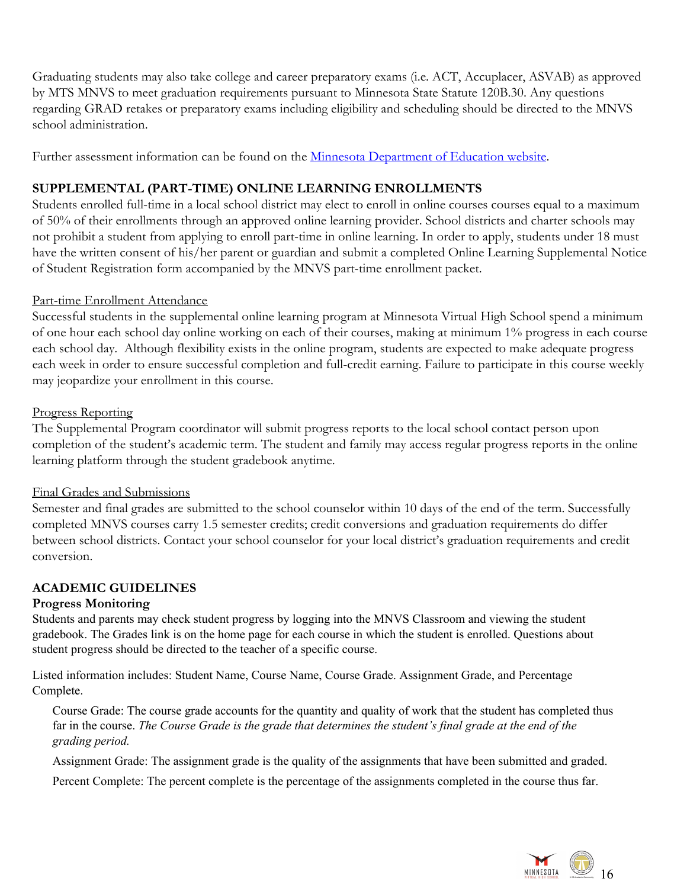Graduating students may also take college and career preparatory exams (i.e. ACT, Accuplacer, ASVAB) as approved by MTS MNVS to meet graduation requirements pursuant to Minnesota State Statute 120B.30. Any questions regarding GRAD retakes or preparatory exams including eligibility and scheduling should be directed to the MNVS school administration.

Further assessment information can be found on the [Minnesota Department of Education website](#).

### SUPPLEMENTAL (PART-TIME) ONLINE LEARNING ENROLLMENTS

Students enrolled full-time in a local school district may elect to enroll in online courses courses equal to a maximum of 50% of their enrollments through an approved online learning provider. School districts and charter schools may not prohibit a student from applying to enroll part-time in online learning. In order to apply, students under 18 must have the written consent of his/her parent or guardian and submit a completed Online Learning Supplemental Notice of Student Registration form accompanied by the MNVS part-time enrollment packet.

<u>Part-time Enrollment Attendance</u>

Successful students in the supplemental online learning program at Minnesota Virtual High School spend a minimum of one hour each school day online working on each of their courses, making at minimum 1% progress in each course each school day. Although flexibility exists in the online program, students are expected to make adequate progress each week in order to ensure successful completion and full-credit earning. Failure to participate in this course weekly may jeopardize your enrollment in this course.

<u>Progress Reporting</u>

The Supplemental Program coordinator will submit progress reports to the local school contact person upon completion of the student's academic term. The student and family may access regular progress reports in the online learning platform through the student gradebook anytime.

<u>Final Grades and Submissions</u>

Semester and final grades are submitted to the school counselor within 10 days of the end of the term. Successfully completed MNVS courses carry 1.5 semester credits; credit conversions and graduation requirements do differ between school districts. Contact your school counselor for your local district's graduation requirements and credit conversion.

### ACADEMIC GUIDELINES

**Progress Monitoring**

Students and parents may check student progress by logging into the MNVS Classroom and viewing the student gradebook. The Grades link is on the home page for each course in which the student is enrolled. Questions about student progress should be directed to the teacher of a specific course.

Listed information includes: Student Name, Course Name, Course Grade. Assignment Grade, and Percentage Complete.

> Course Grade: The course grade accounts for the quantity and quality of work that the student has completed thus far in the course. *The Course Grade is the grade that determines the student's final grade at the end of the grading period.*
>
> Assignment Grade: The assignment grade is the quality of the assignments that have been submitted and graded.
>
> Percent Complete: The percent complete is the percentage of the assignments completed in the course thus far.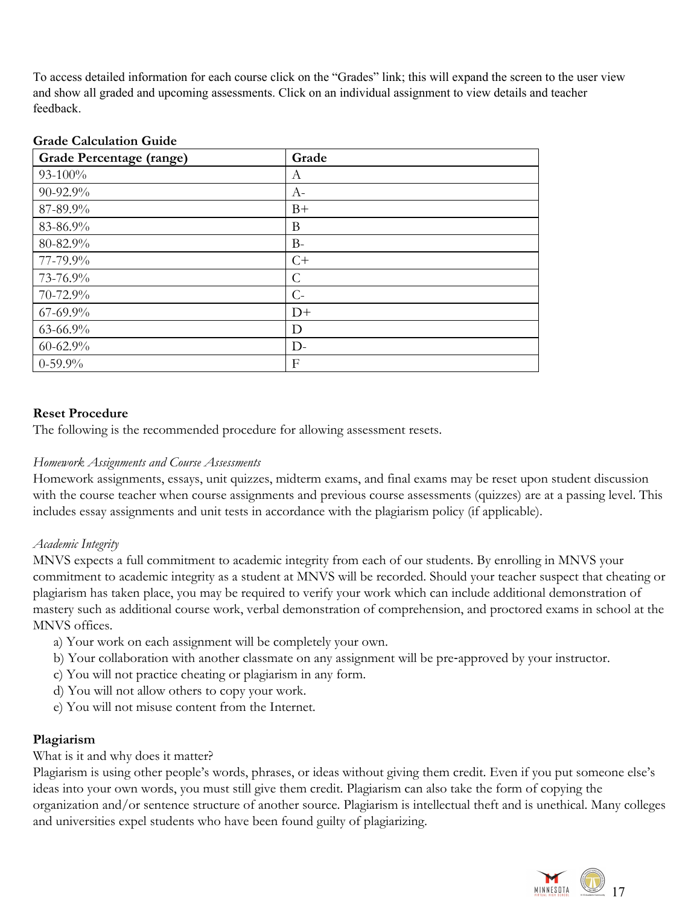To access detailed information for each course click on the "Grades" link; this will expand the screen to the user view and show all graded and upcoming assessments. Click on an individual assignment to view details and teacher feedback.

**Grade Calculation Guide**

| Grade Percentage (range) | Grade |
|---|---|
| 93-100% | A |
| 90-92.9% | A- |
| 87-89.9% | B+ |
| 83-86.9% | B |
| 80-82.9% | B- |
| 77-79.9% | C+ |
| 73-76.9% | C |
| 70-72.9% | C- |
| 67-69.9% | D+ |
| 63-66.9% | D |
| 60-62.9% | D- |
| 0-59.9% | F |

**Reset Procedure**

The following is the recommended procedure for allowing assessment resets.

*Homework Assignments and Course Assessments*

Homework assignments, essays, unit quizzes, midterm exams, and final exams may be reset upon student discussion with the course teacher when course assignments and previous course assessments (quizzes) are at a passing level. This includes essay assignments and unit tests in accordance with the plagiarism policy (if applicable).

*Academic Integrity*

MNVS expects a full commitment to academic integrity from each of our students. By enrolling in MNVS your commitment to academic integrity as a student at MNVS will be recorded. Should your teacher suspect that cheating or plagiarism has taken place, you may be required to verify your work which can include additional demonstration of mastery such as additional course work, verbal demonstration of comprehension, and proctored exams in school at the MNVS offices.

a) Your work on each assignment will be completely your own.
b) Your collaboration with another classmate on any assignment will be pre-approved by your instructor.
c) You will not practice cheating or plagiarism in any form.
d) You will not allow others to copy your work.
e) You will not misuse content from the Internet.

**Plagiarism**

What is it and why does it matter?

Plagiarism is using other people's words, phrases, or ideas without giving them credit. Even if you put someone else's ideas into your own words, you must still give them credit. Plagiarism can also take the form of copying the organization and/or sentence structure of another source. Plagiarism is intellectual theft and is unethical. Many colleges and universities expel students who have been found guilty of plagiarizing.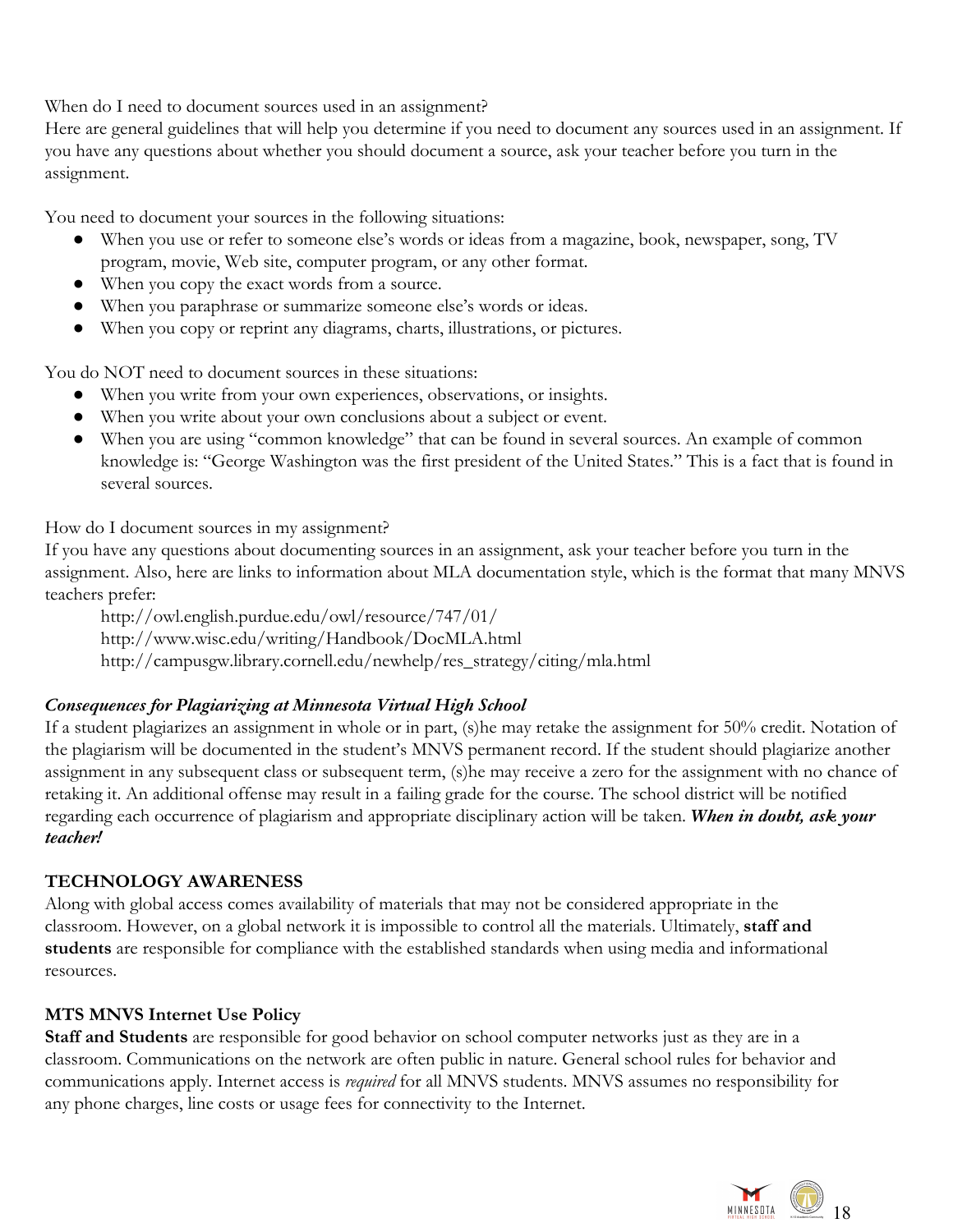When do I need to document sources used in an assignment?
Here are general guidelines that will help you determine if you need to document any sources used in an assignment. If you have any questions about whether you should document a source, ask your teacher before you turn in the assignment.

You need to document your sources in the following situations:

- When you use or refer to someone else's words or ideas from a magazine, book, newspaper, song, TV program, movie, Web site, computer program, or any other format.
- When you copy the exact words from a source.
- When you paraphrase or summarize someone else's words or ideas.
- When you copy or reprint any diagrams, charts, illustrations, or pictures.

You do NOT need to document sources in these situations:

- When you write from your own experiences, observations, or insights.
- When you write about your own conclusions about a subject or event.
- When you are using "common knowledge" that can be found in several sources. An example of common knowledge is: "George Washington was the first president of the United States." This is a fact that is found in several sources.

How do I document sources in my assignment?
If you have any questions about documenting sources in an assignment, ask your teacher before you turn in the assignment. Also, here are links to information about MLA documentation style, which is the format that many MNVS teachers prefer:

http://owl.english.purdue.edu/owl/resource/747/01/
http://www.wisc.edu/writing/Handbook/DocMLA.html
http://campusgw.library.cornell.edu/newhelp/res_strategy/citing/mla.html

***Consequences for Plagiarizing at Minnesota Virtual High School***

If a student plagiarizes an assignment in whole or in part, (s)he may retake the assignment for 50% credit. Notation of the plagiarism will be documented in the student's MNVS permanent record. If the student should plagiarize another assignment in any subsequent class or subsequent term, (s)he may receive a zero for the assignment with no chance of retaking it. An additional offense may result in a failing grade for the course. The school district will be notified regarding each occurrence of plagiarism and appropriate disciplinary action will be taken. ***When in doubt, ask your teacher!***

## TECHNOLOGY AWARENESS

Along with global access comes availability of materials that may not be considered appropriate in the classroom. However, on a global network it is impossible to control all the materials. Ultimately, **staff and students** are responsible for compliance with the established standards when using media and informational resources.

### MTS MNVS Internet Use Policy

**Staff and Students** are responsible for good behavior on school computer networks just as they are in a classroom. Communications on the network are often public in nature. General school rules for behavior and communications apply. Internet access is *required* for all MNVS students. MNVS assumes no responsibility for any phone charges, line costs or usage fees for connectivity to the Internet.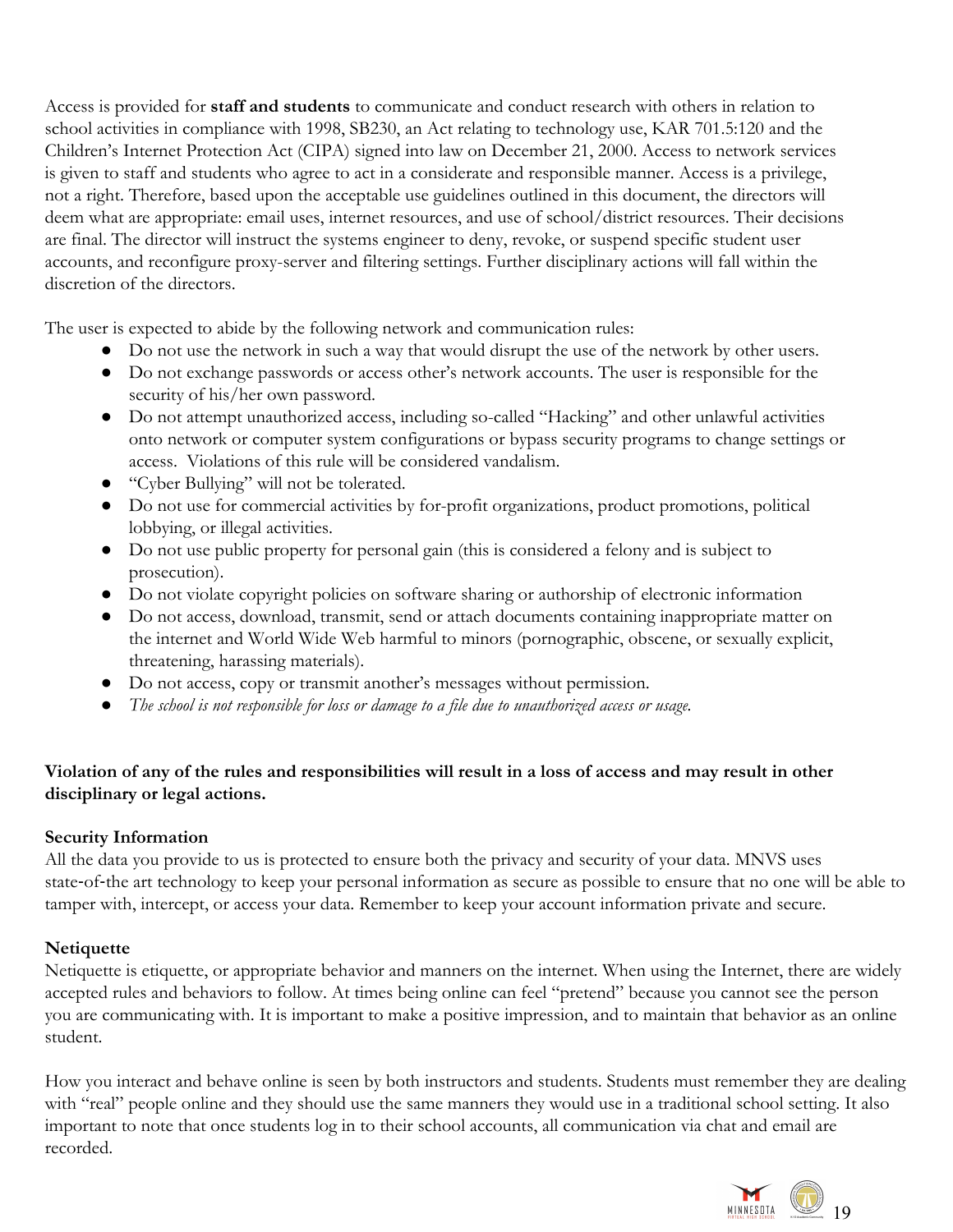Access is provided for **staff and students** to communicate and conduct research with others in relation to school activities in compliance with 1998, SB230, an Act relating to technology use, KAR 701.5:120 and the Children's Internet Protection Act (CIPA) signed into law on December 21, 2000. Access to network services is given to staff and students who agree to act in a considerate and responsible manner. Access is a privilege, not a right. Therefore, based upon the acceptable use guidelines outlined in this document, the directors will deem what are appropriate: email uses, internet resources, and use of school/district resources. Their decisions are final. The director will instruct the systems engineer to deny, revoke, or suspend specific student user accounts, and reconfigure proxy-server and filtering settings. Further disciplinary actions will fall within the discretion of the directors.

The user is expected to abide by the following network and communication rules:

- Do not use the network in such a way that would disrupt the use of the network by other users.
- Do not exchange passwords or access other's network accounts. The user is responsible for the security of his/her own password.
- Do not attempt unauthorized access, including so-called "Hacking" and other unlawful activities onto network or computer system configurations or bypass security programs to change settings or access. Violations of this rule will be considered vandalism.
- "Cyber Bullying" will not be tolerated.
- Do not use for commercial activities by for-profit organizations, product promotions, political lobbying, or illegal activities.
- Do not use public property for personal gain (this is considered a felony and is subject to prosecution).
- Do not violate copyright policies on software sharing or authorship of electronic information
- Do not access, download, transmit, send or attach documents containing inappropriate matter on the internet and World Wide Web harmful to minors (pornographic, obscene, or sexually explicit, threatening, harassing materials).
- Do not access, copy or transmit another's messages without permission.
- *The school is not responsible for loss or damage to a file due to unauthorized access or usage.*

**Violation of any of the rules and responsibilities will result in a loss of access and may result in other disciplinary or legal actions.**

**Security Information**

All the data you provide to us is protected to ensure both the privacy and security of your data. MNVS uses state-of-the art technology to keep your personal information as secure as possible to ensure that no one will be able to tamper with, intercept, or access your data. Remember to keep your account information private and secure.

**Netiquette**

Netiquette is etiquette, or appropriate behavior and manners on the internet. When using the Internet, there are widely accepted rules and behaviors to follow. At times being online can feel "pretend" because you cannot see the person you are communicating with. It is important to make a positive impression, and to maintain that behavior as an online student.

How you interact and behave online is seen by both instructors and students. Students must remember they are dealing with "real" people online and they should use the same manners they would use in a traditional school setting. It also important to note that once students log in to their school accounts, all communication via chat and email are recorded.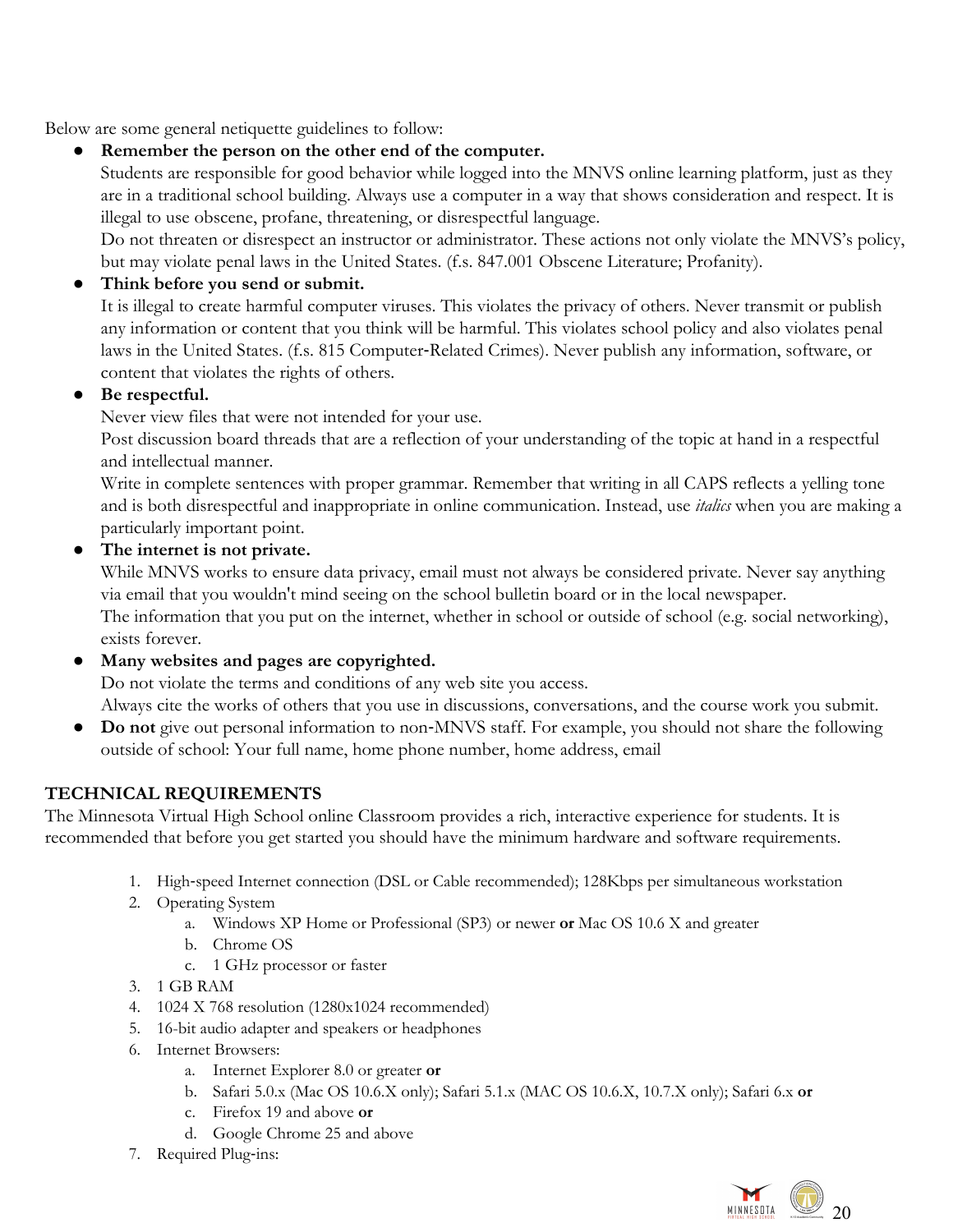Below are some general netiquette guidelines to follow:

- **Remember the person on the other end of the computer.**
  Students are responsible for good behavior while logged into the MNVS online learning platform, just as they are in a traditional school building. Always use a computer in a way that shows consideration and respect. It is illegal to use obscene, profane, threatening, or disrespectful language.
  Do not threaten or disrespect an instructor or administrator. These actions not only violate the MNVS's policy, but may violate penal laws in the United States. (f.s. 847.001 Obscene Literature; Profanity).
- **Think before you send or submit.**
  It is illegal to create harmful computer viruses. This violates the privacy of others. Never transmit or publish any information or content that you think will be harmful. This violates school policy and also violates penal laws in the United States. (f.s. 815 Computer-Related Crimes). Never publish any information, software, or content that violates the rights of others.
- **Be respectful.**
  Never view files that were not intended for your use.
  Post discussion board threads that are a reflection of your understanding of the topic at hand in a respectful and intellectual manner.
  Write in complete sentences with proper grammar. Remember that writing in all CAPS reflects a yelling tone and is both disrespectful and inappropriate in online communication. Instead, use *italics* when you are making a particularly important point.
- **The internet is not private.**
  While MNVS works to ensure data privacy, email must not always be considered private. Never say anything via email that you wouldn't mind seeing on the school bulletin board or in the local newspaper.
  The information that you put on the internet, whether in school or outside of school (e.g. social networking), exists forever.
- **Many websites and pages are copyrighted.**
  Do not violate the terms and conditions of any web site you access.
  Always cite the works of others that you use in discussions, conversations, and the course work you submit.
- **Do not** give out personal information to non-MNVS staff. For example, you should not share the following outside of school: Your full name, home phone number, home address, email

**TECHNICAL REQUIREMENTS**

The Minnesota Virtual High School online Classroom provides a rich, interactive experience for students. It is recommended that before you get started you should have the minimum hardware and software requirements.

1. High-speed Internet connection (DSL or Cable recommended); 128Kbps per simultaneous workstation
2. Operating System
   a. Windows XP Home or Professional (SP3) or newer **or** Mac OS 10.6 X and greater
   b. Chrome OS
   c. 1 GHz processor or faster
3. 1 GB RAM
4. 1024 X 768 resolution (1280x1024 recommended)
5. 16-bit audio adapter and speakers or headphones
6. Internet Browsers:
   a. Internet Explorer 8.0 or greater **or**
   b. Safari 5.0.x (Mac OS 10.6.X only); Safari 5.1.x (MAC OS 10.6.X, 10.7.X only); Safari 6.x **or**
   c. Firefox 19 and above **or**
   d. Google Chrome 25 and above
7. Required Plug-ins: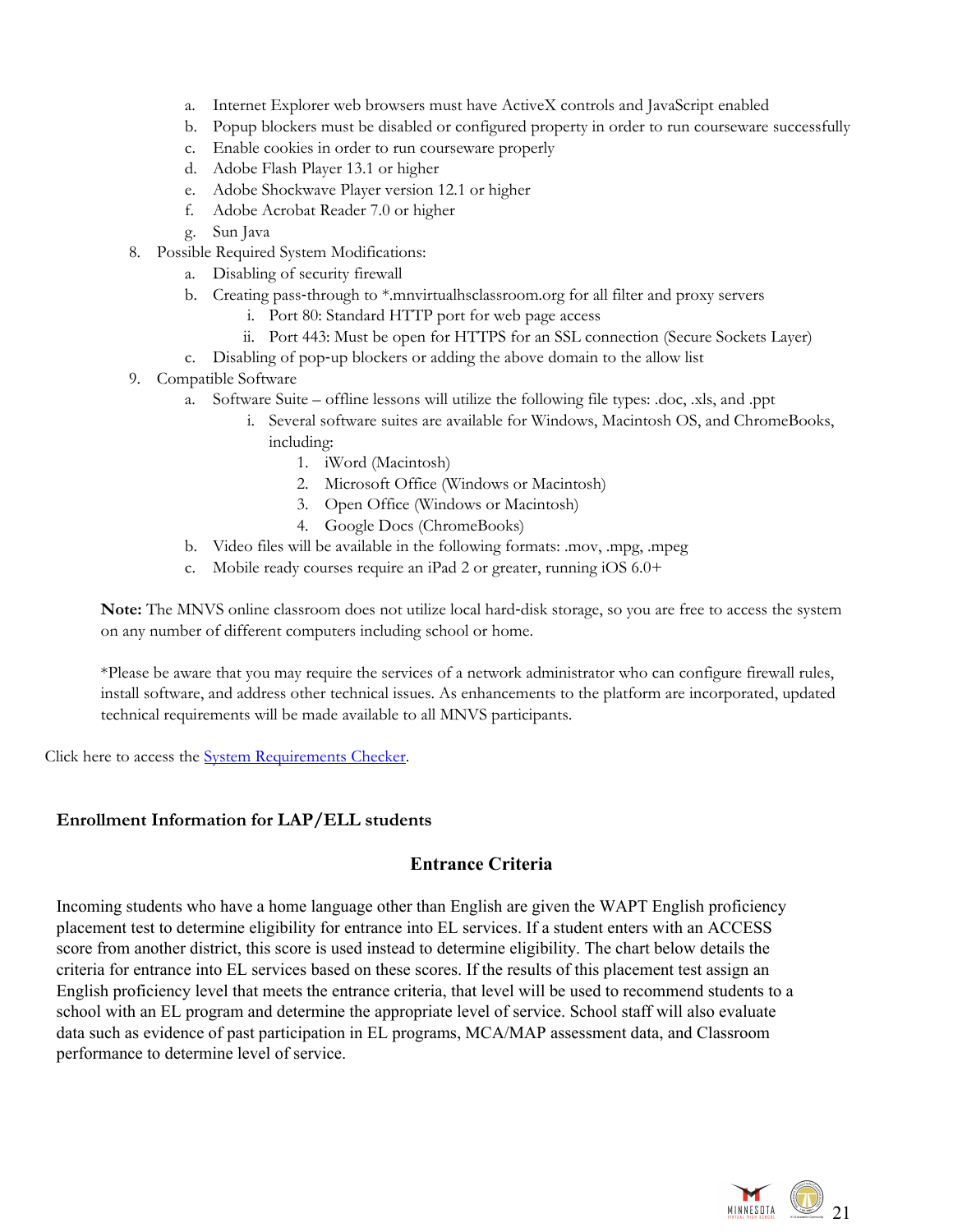a. Internet Explorer web browsers must have ActiveX controls and JavaScript enabled
   b. Popup blockers must be disabled or configured property in order to run courseware successfully
   c. Enable cookies in order to run courseware properly
   d. Adobe Flash Player 13.1 or higher
   e. Adobe Shockwave Player version 12.1 or higher
   f. Adobe Acrobat Reader 7.0 or higher
   g. Sun Java

8. Possible Required System Modifications:
   a. Disabling of security firewall
   b. Creating pass-through to *.mnvirtualhsclassroom.org for all filter and proxy servers
      i. Port 80: Standard HTTP port for web page access
      ii. Port 443: Must be open for HTTPS for an SSL connection (Secure Sockets Layer)
   c. Disabling of pop-up blockers or adding the above domain to the allow list
9. Compatible Software
   a. Software Suite – offline lessons will utilize the following file types: .doc, .xls, and .ppt
      i. Several software suites are available for Windows, Macintosh OS, and ChromeBooks, including:
         1. iWord (Macintosh)
         2. Microsoft Office (Windows or Macintosh)
         3. Open Office (Windows or Macintosh)
         4. Google Docs (ChromeBooks)
   b. Video files will be available in the following formats: .mov, .mpg, .mpeg
   c. Mobile ready courses require an iPad 2 or greater, running iOS 6.0+

**Note:** The MNVS online classroom does not utilize local hard-disk storage, so you are free to access the system on any number of different computers including school or home.

*Please be aware that you may require the services of a network administrator who can configure firewall rules, install software, and address other technical issues. As enhancements to the platform are incorporated, updated technical requirements will be made available to all MNVS participants.

Click here to access the System Requirements Checker.

## Enrollment Information for LAP/ELL students

### Entrance Criteria

Incoming students who have a home language other than English are given the WAPT English proficiency placement test to determine eligibility for entrance into EL services. If a student enters with an ACCESS score from another district, this score is used instead to determine eligibility. The chart below details the criteria for entrance into EL services based on these scores. If the results of this placement test assign an English proficiency level that meets the entrance criteria, that level will be used to recommend students to a school with an EL program and determine the appropriate level of service. School staff will also evaluate data such as evidence of past participation in EL programs, MCA/MAP assessment data, and Classroom performance to determine level of service.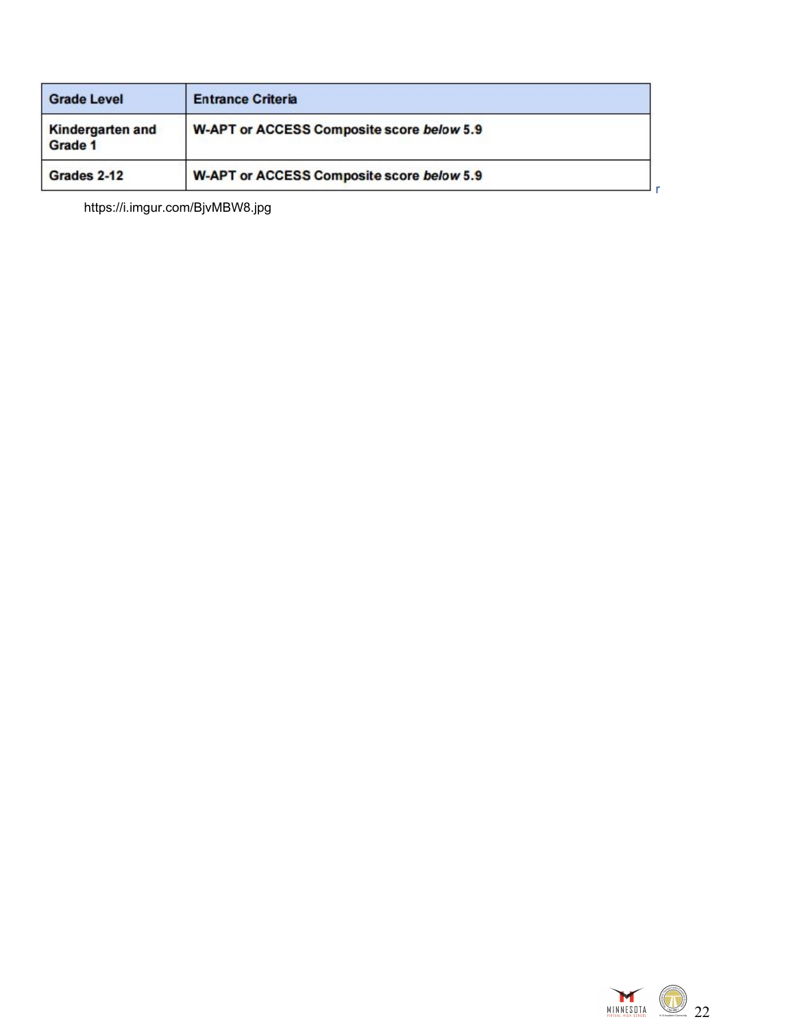| Grade Level | Entrance Criteria |
|---|---|
| Kindergarten and Grade 1 | W-APT or ACCESS Composite score *below* 5.9 |
| Grades 2-12 | W-APT or ACCESS Composite score *below* 5.9 |

r

https://i.imgur.com/BjvMBW8.jpg